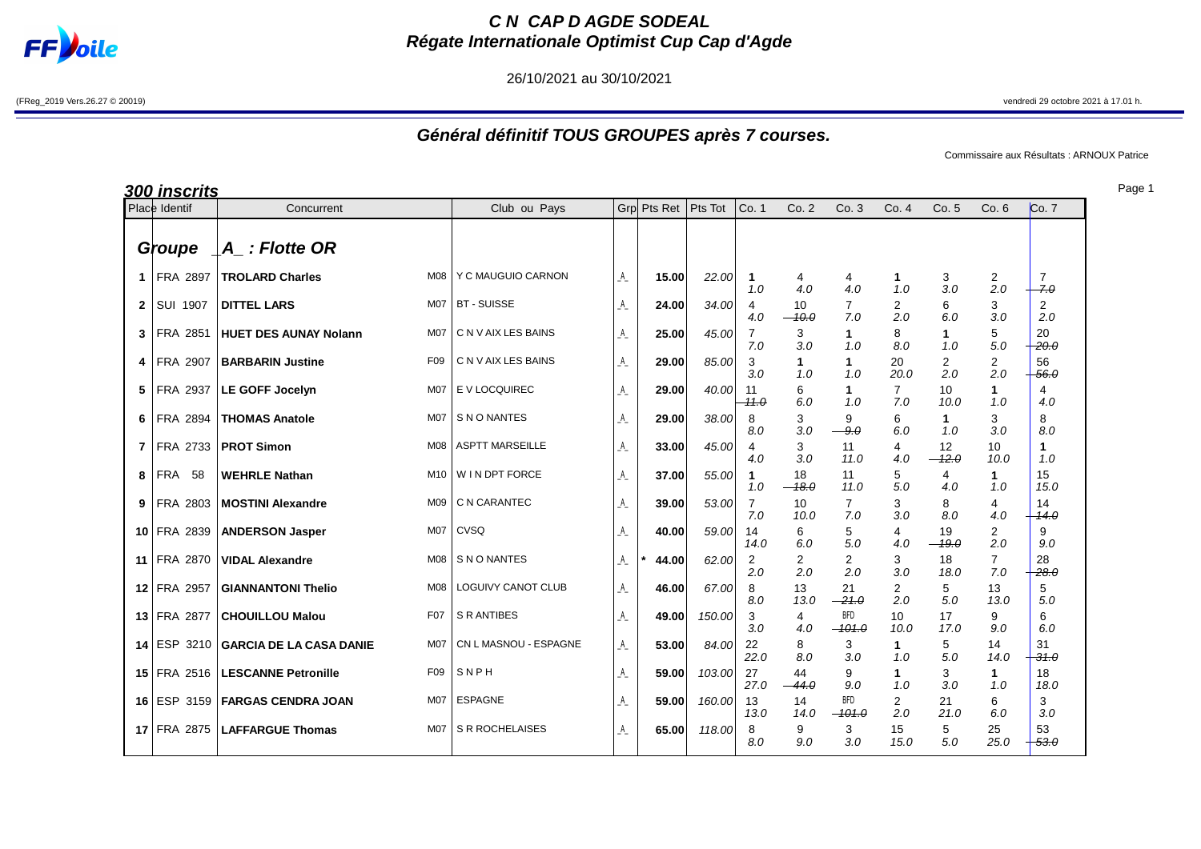# C N CAP D AGDE SODEAL
## Régate Internationale Optimist Cup Cap d'Agde

26/10/2021 au 30/10/2021

(FReg_2019 Vers.26.27 © 20019)

vendredi 29 octobre 2021 à 17.01 h.

## Général définitif TOUS GROUPES après 7 courses.

Commissaire aux Résultats : ARNOUX Patrice

### 300 inscrits

**Groupe _A_ : Flotte OR**

| Place | Identif | Concurrent | | Club ou Pays | Grp | | Pts Ret | Pts Tot | Co. 1 | Co. 2 | Co. 3 | Co. 4 | Co. 5 | Co. 6 | Co. 7 |
|---|---|---|---|---|---|---|---|---|---|---|---|---|---|---|---|
| 1 | FRA 2897 | TROLARD Charles | M08 | Y C MAUGUIO CARNON | _A_ | | 15.00 | 22.00 | 1 1.0 | 4 4.0 | 4 4.0 | 1 1.0 | 3 3.0 | 2 2.0 | 7 ~~7.0~~ |
| 2 | SUI 1907 | DITTEL LARS | M07 | BT - SUISSE | _A_ | | 24.00 | 34.00 | 4 4.0 | 10 ~~10.0~~ | 7 7.0 | 2 2.0 | 6 6.0 | 3 3.0 | 2 2.0 |
| 3 | FRA 2851 | HUET DES AUNAY Nolann | M07 | C N V AIX LES BAINS | _A_ | | 25.00 | 45.00 | 7 7.0 | 3 3.0 | 1 1.0 | 8 8.0 | 1 1.0 | 5 5.0 | 20 ~~20.0~~ |
| 4 | FRA 2907 | BARBARIN Justine | F09 | C N V AIX LES BAINS | _A_ | | 29.00 | 85.00 | 3 3.0 | 1 1.0 | 1 1.0 | 20 20.0 | 2 2.0 | 2 2.0 | 56 ~~56.0~~ |
| 5 | FRA 2937 | LE GOFF Jocelyn | M07 | E V LOCQUIREC | _A_ | | 29.00 | 40.00 | 11 ~~11.0~~ | 6 6.0 | 1 1.0 | 7 7.0 | 10 10.0 | 1 1.0 | 4 4.0 |
| 6 | FRA 2894 | THOMAS Anatole | M07 | S N O NANTES | _A_ | | 29.00 | 38.00 | 8 8.0 | 3 3.0 | 9 ~~9.0~~ | 6 6.0 | 1 1.0 | 3 3.0 | 8 8.0 |
| 7 | FRA 2733 | PROT Simon | M08 | ASPTT MARSEILLE | _A_ | | 33.00 | 45.00 | 4 4.0 | 3 3.0 | 11 11.0 | 4 4.0 | 12 ~~12.0~~ | 10 10.0 | 1 1.0 |
| 8 | FRA 58 | WEHRLE Nathan | M10 | W I N DPT FORCE | _A_ | | 37.00 | 55.00 | 1 1.0 | 18 ~~18.0~~ | 11 11.0 | 5 5.0 | 4 4.0 | 1 1.0 | 15 15.0 |
| 9 | FRA 2803 | MOSTINI Alexandre | M09 | C N CARANTEC | _A_ | | 39.00 | 53.00 | 7 7.0 | 10 10.0 | 7 7.0 | 3 3.0 | 8 8.0 | 4 4.0 | 14 ~~14.0~~ |
| 10 | FRA 2839 | ANDERSON Jasper | M07 | CVSQ | _A_ | | 40.00 | 59.00 | 14 14.0 | 6 6.0 | 5 5.0 | 4 4.0 | 19 ~~19.0~~ | 2 2.0 | 9 9.0 |
| 11 | FRA 2870 | VIDAL Alexandre | M08 | S N O NANTES | _A_ | * | 44.00 | 62.00 | 2 2.0 | 2 2.0 | 2 2.0 | 3 3.0 | 18 18.0 | 7 7.0 | 28 ~~28.0~~ |
| 12 | FRA 2957 | GIANNANTONI Thelio | M08 | LOGUIVY CANOT CLUB | _A_ | | 46.00 | 67.00 | 8 8.0 | 13 13.0 | 21 ~~21.0~~ | 2 2.0 | 5 5.0 | 13 13.0 | 5 5.0 |
| 13 | FRA 2877 | CHOUILLOU Malou | F07 | S R ANTIBES | _A_ | | 49.00 | 150.00 | 3 3.0 | 4 4.0 | BFD ~~101.0~~ | 10 10.0 | 17 17.0 | 9 9.0 | 6 6.0 |
| 14 | ESP 3210 | GARCIA DE LA CASA DANIE | M07 | CN L MASNOU - ESPAGNE | _A_ | | 53.00 | 84.00 | 22 22.0 | 8 8.0 | 3 3.0 | 1 1.0 | 5 5.0 | 14 14.0 | 31 ~~31.0~~ |
| 15 | FRA 2516 | LESCANNE Petronille | F09 | S N P H | _A_ | | 59.00 | 103.00 | 27 27.0 | 44 ~~44.0~~ | 9 9.0 | 1 1.0 | 3 3.0 | 1 1.0 | 18 18.0 |
| 16 | ESP 3159 | FARGAS CENDRA JOAN | M07 | ESPAGNE | _A_ | | 59.00 | 160.00 | 13 13.0 | 14 14.0 | BFD ~~101.0~~ | 2 2.0 | 21 21.0 | 6 6.0 | 3 3.0 |
| 17 | FRA 2875 | LAFFARGUE Thomas | M07 | S R ROCHELAISES | _A_ | | 65.00 | 118.00 | 8 8.0 | 9 9.0 | 3 3.0 | 15 15.0 | 5 5.0 | 25 25.0 | 53 ~~53.0~~ |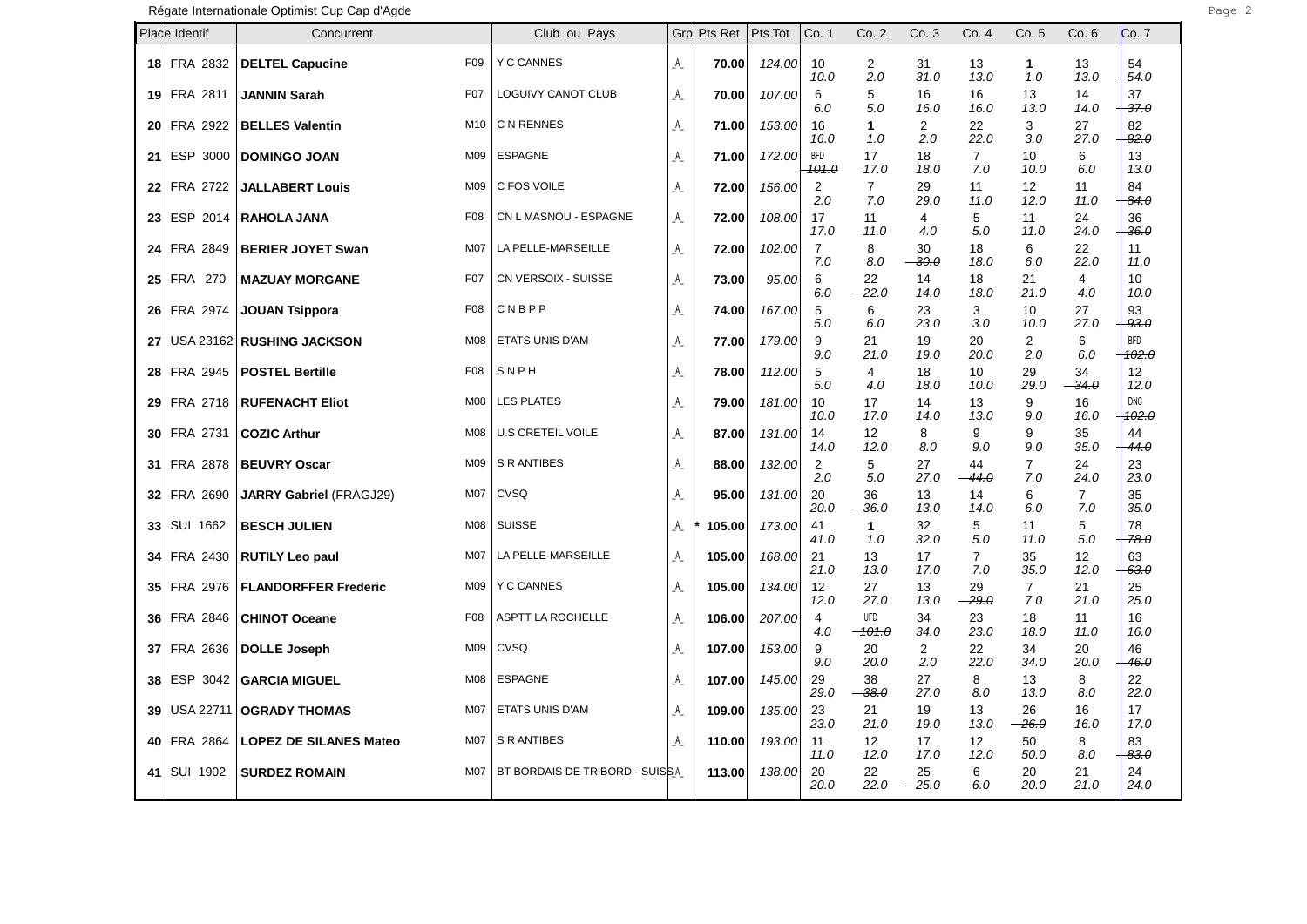Régate Internationale Optimist Cup Cap d'Agde

| Place | Identif | Concurrent | | Club ou Pays | Grp | Pts Ret | Pts Tot | Co. 1 | Co. 2 | Co. 3 | Co. 4 | Co. 5 | Co. 6 | Co. 7 |
|---|---|---|---|---|---|---|---|---|---|---|---|---|---|---|
| 18 | FRA 2832 | **DELTEL Capucine** | F09 | Y C CANNES | A | **70.00** | *124.00* | 10 *10.0* | 2 *2.0* | 31 *31.0* | 13 *13.0* | **1** *1.0* | 13 *13.0* | 54 ~~*54.0*~~ |
| 19 | FRA 2811 | **JANNIN Sarah** | F07 | LOGUIVY CANOT CLUB | A | **70.00** | *107.00* | 6 *6.0* | 5 *5.0* | 16 *16.0* | 16 *16.0* | 13 *13.0* | 14 *14.0* | 37 ~~*37.0*~~ |
| 20 | FRA 2922 | **BELLES Valentin** | M10 | C N RENNES | A | **71.00** | *153.00* | 16 *16.0* | **1** *1.0* | 2 *2.0* | 22 *22.0* | 3 *3.0* | 27 *27.0* | 82 ~~*82.0*~~ |
| 21 | ESP 3000 | **DOMINGO JOAN** | M09 | ESPAGNE | A | **71.00** | *172.00* | BFD ~~*101.0*~~ | 17 *17.0* | 18 *18.0* | 7 *7.0* | 10 *10.0* | 6 *6.0* | 13 *13.0* |
| 22 | FRA 2722 | **JALLABERT Louis** | M09 | C FOS VOILE | A | **72.00** | *156.00* | 2 *2.0* | 7 *7.0* | 29 *29.0* | 11 *11.0* | 12 *12.0* | 11 *11.0* | 84 ~~*84.0*~~ |
| 23 | ESP 2014 | **RAHOLA JANA** | F08 | CN L MASNOU - ESPAGNE | A | **72.00** | *108.00* | 17 *17.0* | 11 *11.0* | 4 *4.0* | 5 *5.0* | 11 *11.0* | 24 *24.0* | 36 ~~*36.0*~~ |
| 24 | FRA 2849 | **BERIER JOYET Swan** | M07 | LA PELLE-MARSEILLE | A | **72.00** | *102.00* | 7 *7.0* | 8 *8.0* | 30 ~~*30.0*~~ | 18 *18.0* | 6 *6.0* | 22 *22.0* | 11 *11.0* |
| 25 | FRA 270 | **MAZUAY MORGANE** | F07 | CN VERSOIX - SUISSE | A | **73.00** | *95.00* | 6 *6.0* | 22 ~~*22.0*~~ | 14 *14.0* | 18 *18.0* | 21 *21.0* | 4 *4.0* | 10 *10.0* |
| 26 | FRA 2974 | **JOUAN Tsippora** | F08 | C N B P P | A | **74.00** | *167.00* | 5 *5.0* | 6 *6.0* | 23 *23.0* | 3 *3.0* | 10 *10.0* | 27 *27.0* | 93 ~~*93.0*~~ |
| 27 | USA 23162 | **RUSHING JACKSON** | M08 | ETATS UNIS D'AM | A | **77.00** | *179.00* | 9 *9.0* | 21 *21.0* | 19 *19.0* | 20 *20.0* | 2 *2.0* | 6 *6.0* | BFD ~~*102.0*~~ |
| 28 | FRA 2945 | **POSTEL Bertille** | F08 | S N P H | A | **78.00** | *112.00* | 5 *5.0* | 4 *4.0* | 18 *18.0* | 10 *10.0* | 29 *29.0* | 34 ~~*34.0*~~ | 12 *12.0* |
| 29 | FRA 2718 | **RUFENACHT Eliot** | M08 | LES PLATES | A | **79.00** | *181.00* | 10 *10.0* | 17 *17.0* | 14 *14.0* | 13 *13.0* | 9 *9.0* | 16 *16.0* | DNC ~~*102.0*~~ |
| 30 | FRA 2731 | **COZIC Arthur** | M08 | U.S CRETEIL VOILE | A | **87.00** | *131.00* | 14 *14.0* | 12 *12.0* | 8 *8.0* | 9 *9.0* | 9 *9.0* | 35 *35.0* | 44 ~~*44.0*~~ |
| 31 | FRA 2878 | **BEUVRY Oscar** | M09 | S R ANTIBES | A | **88.00** | *132.00* | 2 *2.0* | 5 *5.0* | 27 *27.0* | 44 ~~*44.0*~~ | 7 *7.0* | 24 *24.0* | 23 *23.0* |
| 32 | FRA 2690 | **JARRY Gabriel** (FRAGJ29) | M07 | CVSQ | A | **95.00** | *131.00* | 20 *20.0* | 36 ~~*36.0*~~ | 13 *13.0* | 14 *14.0* | 6 *6.0* | 7 *7.0* | 35 *35.0* |
| 33 | SUI 1662 | **BESCH JULIEN** | M08 | SUISSE | A | * **105.00** | *173.00* | 41 *41.0* | **1** *1.0* | 32 *32.0* | 5 *5.0* | 11 *11.0* | 5 *5.0* | 78 ~~*78.0*~~ |
| 34 | FRA 2430 | **RUTILY Leo paul** | M07 | LA PELLE-MARSEILLE | A | **105.00** | *168.00* | 21 *21.0* | 13 *13.0* | 17 *17.0* | 7 *7.0* | 35 *35.0* | 12 *12.0* | 63 ~~*63.0*~~ |
| 35 | FRA 2976 | **FLANDORFFER Frederic** | M09 | Y C CANNES | A | **105.00** | *134.00* | 12 *12.0* | 27 *27.0* | 13 *13.0* | 29 ~~*29.0*~~ | 7 *7.0* | 21 *21.0* | 25 *25.0* |
| 36 | FRA 2846 | **CHINOT Oceane** | F08 | ASPTT LA ROCHELLE | A | **106.00** | *207.00* | 4 *4.0* | UFD ~~*101.0*~~ | 34 *34.0* | 23 *23.0* | 18 *18.0* | 11 *11.0* | 16 *16.0* |
| 37 | FRA 2636 | **DOLLE Joseph** | M09 | CVSQ | A | **107.00** | *153.00* | 9 *9.0* | 20 *20.0* | 2 *2.0* | 22 *22.0* | 34 *34.0* | 20 *20.0* | 46 ~~*46.0*~~ |
| 38 | ESP 3042 | **GARCIA MIGUEL** | M08 | ESPAGNE | A | **107.00** | *145.00* | 29 *29.0* | 38 ~~*38.0*~~ | 27 *27.0* | 8 *8.0* | 13 *13.0* | 8 *8.0* | 22 *22.0* |
| 39 | USA 22711 | **OGRADY THOMAS** | M07 | ETATS UNIS D'AM | A | **109.00** | *135.00* | 23 *23.0* | 21 *21.0* | 19 *19.0* | 13 *13.0* | 26 ~~*26.0*~~ | 16 *16.0* | 17 *17.0* |
| 40 | FRA 2864 | **LOPEZ DE SILANES Mateo** | M07 | S R ANTIBES | A | **110.00** | *193.00* | 11 *11.0* | 12 *12.0* | 17 *17.0* | 12 *12.0* | 50 *50.0* | 8 *8.0* | 83 ~~*83.0*~~ |
| 41 | SUI 1902 | **SURDEZ ROMAIN** | M07 | BT BORDAIS DE TRIBORD - SUISS | A | **113.00** | *138.00* | 20 *20.0* | 22 *22.0* | 25 ~~*25.0*~~ | 6 *6.0* | 20 *20.0* | 21 *21.0* | 24 *24.0* |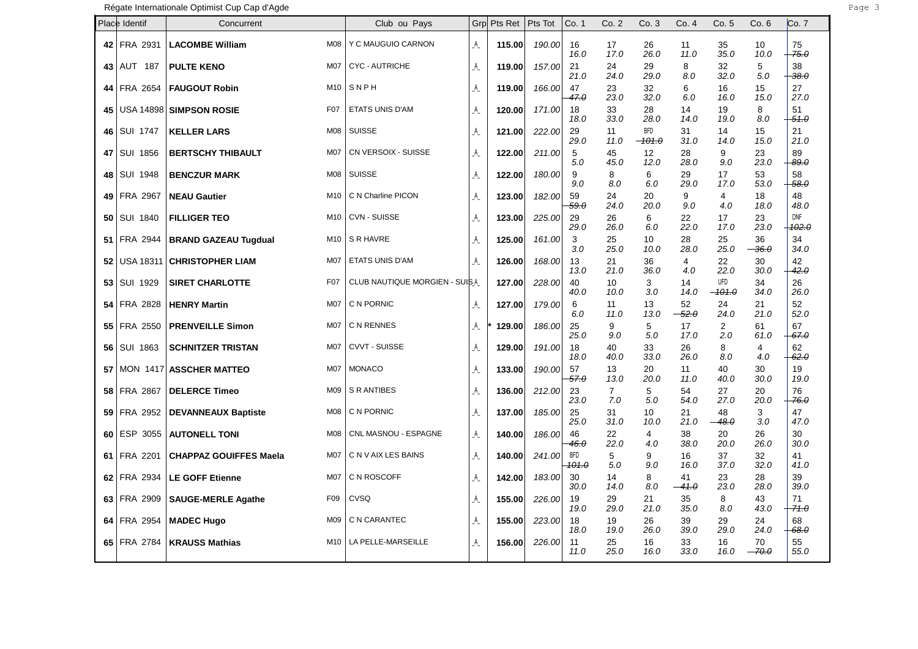Régate Internationale Optimist Cup Cap d'Agde

| Place | Identif | Concurrent | | Club ou Pays | Grp | Pts Ret | Pts Tot | Co. 1 | Co. 2 | Co. 3 | Co. 4 | Co. 5 | Co. 6 | Co. 7 |
|---|---|---|---|---|---|---|---|---|---|---|---|---|---|---|
| 42 | FRA 2931 | **LACOMBE William** | M08 | Y C MAUGUIO CARNON | A | **115.00** | *190.00* | 16 *16.0* | 17 *17.0* | 26 *26.0* | 11 *11.0* | 35 *35.0* | 10 *10.0* | 75 ~~*75.0*~~ |
| 43 | AUT 187 | **PULTE KENO** | M07 | CYC - AUTRICHE | A | **119.00** | *157.00* | 21 *21.0* | 24 *24.0* | 29 *29.0* | 8 *8.0* | 32 *32.0* | 5 *5.0* | 38 ~~*38.0*~~ |
| 44 | FRA 2654 | **FAUGOUT Robin** | M10 | S N P H | A | **119.00** | *166.00* | 47 ~~*47.0*~~ | 23 *23.0* | 32 *32.0* | 6 *6.0* | 16 *16.0* | 15 *15.0* | 27 *27.0* |
| 45 | USA 14898 | **SIMPSON ROSIE** | F07 | ETATS UNIS D'AM | A | **120.00** | *171.00* | 18 *18.0* | 33 *33.0* | 28 *28.0* | 14 *14.0* | 19 *19.0* | 8 *8.0* | 51 ~~*51.0*~~ |
| 46 | SUI 1747 | **KELLER LARS** | M08 | SUISSE | A | **121.00** | *222.00* | 29 *29.0* | 11 *11.0* | BFD ~~*101.0*~~ | 31 *31.0* | 14 *14.0* | 15 *15.0* | 21 *21.0* |
| 47 | SUI 1856 | **BERTSCHY THIBAULT** | M07 | CN VERSOIX - SUISSE | A | **122.00** | *211.00* | 5 *5.0* | 45 *45.0* | 12 *12.0* | 28 *28.0* | 9 *9.0* | 23 *23.0* | 89 ~~*89.0*~~ |
| 48 | SUI 1948 | **BENCZUR MARK** | M08 | SUISSE | A | **122.00** | *180.00* | 9 *9.0* | 8 *8.0* | 6 *6.0* | 29 *29.0* | 17 *17.0* | 53 *53.0* | 58 ~~*58.0*~~ |
| 49 | FRA 2967 | **NEAU Gautier** | M10 | C N Charline PICON | A | **123.00** | *182.00* | 59 ~~*59.0*~~ | 24 *24.0* | 20 *20.0* | 9 *9.0* | 4 *4.0* | 18 *18.0* | 48 *48.0* |
| 50 | SUI 1840 | **FILLIGER TEO** | M10 | CVN - SUISSE | A | **123.00** | *225.00* | 29 *29.0* | 26 *26.0* | 6 *6.0* | 22 *22.0* | 17 *17.0* | 23 *23.0* | DNF ~~*102.0*~~ |
| 51 | FRA 2944 | **BRAND GAZEAU Tugdual** | M10 | S R HAVRE | A | **125.00** | *161.00* | 3 *3.0* | 25 *25.0* | 10 *10.0* | 28 *28.0* | 25 *25.0* | 36 ~~*36.0*~~ | 34 *34.0* |
| 52 | USA 18311 | **CHRISTOPHER LIAM** | M07 | ETATS UNIS D'AM | A | **126.00** | *168.00* | 13 *13.0* | 21 *21.0* | 36 *36.0* | 4 *4.0* | 22 *22.0* | 30 *30.0* | 42 ~~*42.0*~~ |
| 53 | SUI 1929 | **SIRET CHARLOTTE** | F07 | CLUB NAUTIQUE MORGIEN - SUIS | A | **127.00** | *228.00* | 40 *40.0* | 10 *10.0* | 3 *3.0* | 14 *14.0* | UFD ~~*101.0*~~ | 34 *34.0* | 26 *26.0* |
| 54 | FRA 2828 | **HENRY Martin** | M07 | C N PORNIC | A | **127.00** | *179.00* | 6 *6.0* | 11 *11.0* | 13 *13.0* | 52 ~~*52.0*~~ | 24 *24.0* | 21 *21.0* | 52 *52.0* |
| 55 | FRA 2550 | **PRENVEILLE Simon** | M07 | C N RENNES | A | * **129.00** | *186.00* | 25 *25.0* | 9 *9.0* | 5 *5.0* | 17 *17.0* | 2 *2.0* | 61 *61.0* | 67 ~~*67.0*~~ |
| 56 | SUI 1863 | **SCHNITZER TRISTAN** | M07 | CVVT - SUISSE | A | **129.00** | *191.00* | 18 *18.0* | 40 *40.0* | 33 *33.0* | 26 *26.0* | 8 *8.0* | 4 *4.0* | 62 ~~*62.0*~~ |
| 57 | MON 1417 | **ASSCHER MATTEO** | M07 | MONACO | A | **133.00** | *190.00* | 57 ~~*57.0*~~ | 13 *13.0* | 20 *20.0* | 11 *11.0* | 40 *40.0* | 30 *30.0* | 19 *19.0* |
| 58 | FRA 2867 | **DELERCE Timeo** | M09 | S R ANTIBES | A | **136.00** | *212.00* | 23 *23.0* | 7 *7.0* | 5 *5.0* | 54 *54.0* | 27 *27.0* | 20 *20.0* | 76 ~~*76.0*~~ |
| 59 | FRA 2952 | **DEVANNEAUX Baptiste** | M08 | C N PORNIC | A | **137.00** | *185.00* | 25 *25.0* | 31 *31.0* | 10 *10.0* | 21 *21.0* | 48 ~~*48.0*~~ | 3 *3.0* | 47 *47.0* |
| 60 | ESP 3055 | **AUTONELL TONI** | M08 | CNL MASNOU - ESPAGNE | A | **140.00** | *186.00* | 46 ~~*46.0*~~ | 22 *22.0* | 4 *4.0* | 38 *38.0* | 20 *20.0* | 26 *26.0* | 30 *30.0* |
| 61 | FRA 2201 | **CHAPPAZ GOUIFFES Maela** | M07 | C N V AIX LES BAINS | A | **140.00** | *241.00* | BFD ~~*101.0*~~ | 5 *5.0* | 9 *9.0* | 16 *16.0* | 37 *37.0* | 32 *32.0* | 41 *41.0* |
| 62 | FRA 2934 | **LE GOFF Etienne** | M07 | C N ROSCOFF | A | **142.00** | *183.00* | 30 *30.0* | 14 *14.0* | 8 *8.0* | 41 ~~*41.0*~~ | 23 *23.0* | 28 *28.0* | 39 *39.0* |
| 63 | FRA 2909 | **SAUGE-MERLE Agathe** | F09 | CVSQ | A | **155.00** | *226.00* | 19 *19.0* | 29 *29.0* | 21 *21.0* | 35 *35.0* | 8 *8.0* | 43 *43.0* | 71 ~~*71.0*~~ |
| 64 | FRA 2954 | **MADEC Hugo** | M09 | C N CARANTEC | A | **155.00** | *223.00* | 18 *18.0* | 19 *19.0* | 26 *26.0* | 39 *39.0* | 29 *29.0* | 24 *24.0* | 68 ~~*68.0*~~ |
| 65 | FRA 2784 | **KRAUSS Mathias** | M10 | LA PELLE-MARSEILLE | A | **156.00** | *226.00* | 11 *11.0* | 25 *25.0* | 16 *16.0* | 33 *33.0* | 16 *16.0* | 70 ~~*70.0*~~ | 55 *55.0* |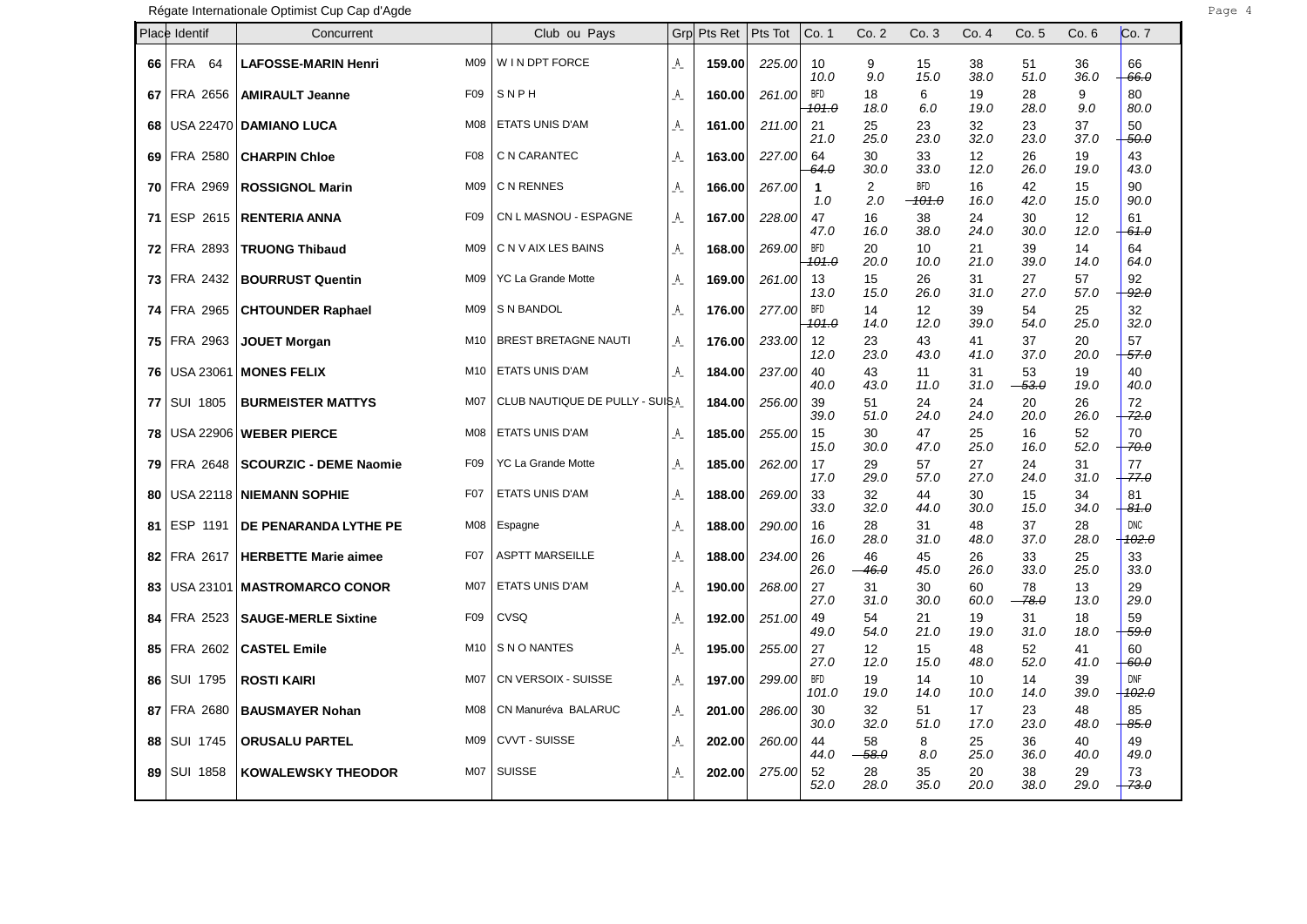Régate Internationale Optimist Cup Cap d'Agde

| Place | Identif | Concurrent | | Club ou Pays | Grp | Pts Ret | Pts Tot | Co. 1 | Co. 2 | Co. 3 | Co. 4 | Co. 5 | Co. 6 | Co. 7 |
|---|---|---|---|---|---|---|---|---|---|---|---|---|---|---|
| 66 | FRA 64 | **LAFOSSE-MARIN Henri** | M09 | W I N DPT FORCE | A | **159.00** | *225.00* | 10 *10.0* | 9 *9.0* | 15 *15.0* | 38 *38.0* | 51 *51.0* | 36 *36.0* | 66 ~~*66.0*~~ |
| 67 | FRA 2656 | **AMIRAULT Jeanne** | F09 | S N P H | A | **160.00** | *261.00* | BFD ~~*101.0*~~ | 18 *18.0* | 6 *6.0* | 19 *19.0* | 28 *28.0* | 9 *9.0* | 80 *80.0* |
| 68 | USA 22470 | **DAMIANO LUCA** | M08 | ETATS UNIS D'AM | A | **161.00** | *211.00* | 21 *21.0* | 25 *25.0* | 23 *23.0* | 32 *32.0* | 23 *23.0* | 37 *37.0* | 50 ~~*50.0*~~ |
| 69 | FRA 2580 | **CHARPIN Chloe** | F08 | C N CARANTEC | A | **163.00** | *227.00* | 64 ~~*64.0*~~ | 30 *30.0* | 33 *33.0* | 12 *12.0* | 26 *26.0* | 19 *19.0* | 43 *43.0* |
| 70 | FRA 2969 | **ROSSIGNOL Marin** | M09 | C N RENNES | A | **166.00** | *267.00* | **1** *1.0* | 2 *2.0* | BFD ~~*101.0*~~ | 16 *16.0* | 42 *42.0* | 15 *15.0* | 90 *90.0* |
| 71 | ESP 2615 | **RENTERIA ANNA** | F09 | CN L MASNOU - ESPAGNE | A | **167.00** | *228.00* | 47 *47.0* | 16 *16.0* | 38 *38.0* | 24 *24.0* | 30 *30.0* | 12 *12.0* | 61 ~~*61.0*~~ |
| 72 | FRA 2893 | **TRUONG Thibaud** | M09 | C N V AIX LES BAINS | A | **168.00** | *269.00* | BFD ~~*101.0*~~ | 20 *20.0* | 10 *10.0* | 21 *21.0* | 39 *39.0* | 14 *14.0* | 64 *64.0* |
| 73 | FRA 2432 | **BOURRUST Quentin** | M09 | YC La Grande Motte | A | **169.00** | *261.00* | 13 *13.0* | 15 *15.0* | 26 *26.0* | 31 *31.0* | 27 *27.0* | 57 *57.0* | 92 ~~*92.0*~~ |
| 74 | FRA 2965 | **CHTOUNDER Raphael** | M09 | S N BANDOL | A | **176.00** | *277.00* | BFD ~~*101.0*~~ | 14 *14.0* | 12 *12.0* | 39 *39.0* | 54 *54.0* | 25 *25.0* | 32 *32.0* |
| 75 | FRA 2963 | **JOUET Morgan** | M10 | BREST BRETAGNE NAUTI | A | **176.00** | *233.00* | 12 *12.0* | 23 *23.0* | 43 *43.0* | 41 *41.0* | 37 *37.0* | 20 *20.0* | 57 ~~*57.0*~~ |
| 76 | USA 23061 | **MONES FELIX** | M10 | ETATS UNIS D'AM | A | **184.00** | *237.00* | 40 *40.0* | 43 *43.0* | 11 *11.0* | 31 *31.0* | 53 ~~*53.0*~~ | 19 *19.0* | 40 *40.0* |
| 77 | SUI 1805 | **BURMEISTER MATTYS** | M07 | CLUB NAUTIQUE DE PULLY - SUIS | A | **184.00** | *256.00* | 39 *39.0* | 51 *51.0* | 24 *24.0* | 24 *24.0* | 20 *20.0* | 26 *26.0* | 72 ~~*72.0*~~ |
| 78 | USA 22906 | **WEBER PIERCE** | M08 | ETATS UNIS D'AM | A | **185.00** | *255.00* | 15 *15.0* | 30 *30.0* | 47 *47.0* | 25 *25.0* | 16 *16.0* | 52 *52.0* | 70 ~~*70.0*~~ |
| 79 | FRA 2648 | **SCOURZIC - DEME Naomie** | F09 | YC La Grande Motte | A | **185.00** | *262.00* | 17 *17.0* | 29 *29.0* | 57 *57.0* | 27 *27.0* | 24 *24.0* | 31 *31.0* | 77 ~~*77.0*~~ |
| 80 | USA 22118 | **NIEMANN SOPHIE** | F07 | ETATS UNIS D'AM | A | **188.00** | *269.00* | 33 *33.0* | 32 *32.0* | 44 *44.0* | 30 *30.0* | 15 *15.0* | 34 *34.0* | 81 ~~*81.0*~~ |
| 81 | ESP 1191 | **DE PENARANDA LYTHE PE** | M08 | Espagne | A | **188.00** | *290.00* | 16 *16.0* | 28 *28.0* | 31 *31.0* | 48 *48.0* | 37 *37.0* | 28 *28.0* | DNC ~~*102.0*~~ |
| 82 | FRA 2617 | **HERBETTE Marie aimee** | F07 | ASPTT MARSEILLE | A | **188.00** | *234.00* | 26 *26.0* | 46 ~~*46.0*~~ | 45 *45.0* | 26 *26.0* | 33 *33.0* | 25 *25.0* | 33 *33.0* |
| 83 | USA 23101 | **MASTROMARCO CONOR** | M07 | ETATS UNIS D'AM | A | **190.00** | *268.00* | 27 *27.0* | 31 *31.0* | 30 *30.0* | 60 *60.0* | 78 ~~*78.0*~~ | 13 *13.0* | 29 *29.0* |
| 84 | FRA 2523 | **SAUGE-MERLE Sixtine** | F09 | CVSQ | A | **192.00** | *251.00* | 49 *49.0* | 54 *54.0* | 21 *21.0* | 19 *19.0* | 31 *31.0* | 18 *18.0* | 59 ~~*59.0*~~ |
| 85 | FRA 2602 | **CASTEL Emile** | M10 | S N O NANTES | A | **195.00** | *255.00* | 27 *27.0* | 12 *12.0* | 15 *15.0* | 48 *48.0* | 52 *52.0* | 41 *41.0* | 60 ~~*60.0*~~ |
| 86 | SUI 1795 | **ROSTI KAIRI** | M07 | CN VERSOIX - SUISSE | A | **197.00** | *299.00* | BFD *101.0* | 19 *19.0* | 14 *14.0* | 10 *10.0* | 14 *14.0* | 39 *39.0* | DNF ~~*102.0*~~ |
| 87 | FRA 2680 | **BAUSMAYER Nohan** | M08 | CN Manuréva BALARUC | A | **201.00** | *286.00* | 30 *30.0* | 32 *32.0* | 51 *51.0* | 17 *17.0* | 23 *23.0* | 48 *48.0* | 85 ~~*85.0*~~ |
| 88 | SUI 1745 | **ORUSALU PARTEL** | M09 | CVVT - SUISSE | A | **202.00** | *260.00* | 44 *44.0* | 58 ~~*58.0*~~ | 8 *8.0* | 25 *25.0* | 36 *36.0* | 40 *40.0* | 49 *49.0* |
| 89 | SUI 1858 | **KOWALEWSKY THEODOR** | M07 | SUISSE | A | **202.00** | *275.00* | 52 *52.0* | 28 *28.0* | 35 *35.0* | 20 *20.0* | 38 *38.0* | 29 *29.0* | 73 ~~*73.0*~~ |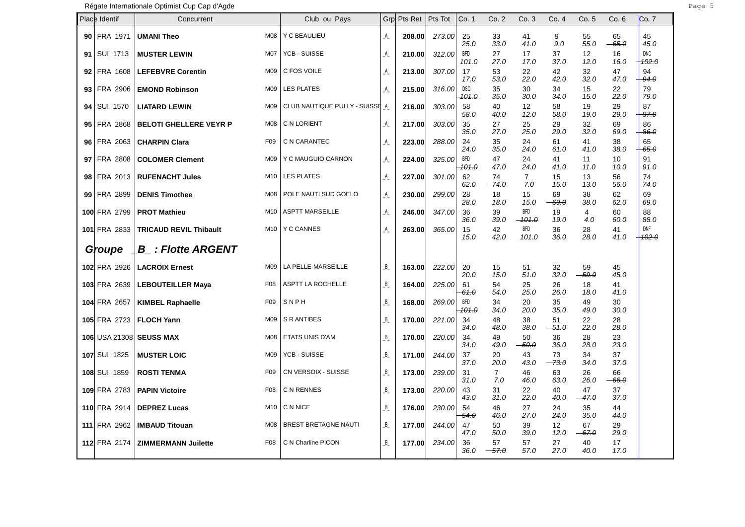Régate Internationale Optimist Cup Cap d'Agde

| Place | Identif | Concurrent | | Club ou Pays | Grp | Pts Ret | Pts Tot | Co. 1 | Co. 2 | Co. 3 | Co. 4 | Co. 5 | Co. 6 | Co. 7 |
|---|---|---|---|---|---|---|---|---|---|---|---|---|---|---|
| 90 | FRA 1971 | UMANI Theo | M08 | Y C BEAULIEU | _A_ | 208.00 | 273.00 | 25 25.0 | 33 33.0 | 41 41.0 | 9 9.0 | 55 55.0 | 65 ~~65.0~~ | 45 45.0 |
| 91 | SUI 1713 | MUSTER LEWIN | M07 | YCB - SUISSE | _A_ | 210.00 | 312.00 | BFD 101.0 | 27 27.0 | 17 17.0 | 37 37.0 | 12 12.0 | 16 16.0 | DNC ~~102.0~~ |
| 92 | FRA 1608 | LEFEBVRE Corentin | M09 | C FOS VOILE | _A_ | 213.00 | 307.00 | 17 17.0 | 53 53.0 | 22 22.0 | 42 42.0 | 32 32.0 | 47 47.0 | 94 ~~94.0~~ |
| 93 | FRA 2906 | EMOND Robinson | M09 | LES PLATES | _A_ | 215.00 | 316.00 | DSQ ~~101.0~~ | 35 35.0 | 30 30.0 | 34 34.0 | 15 15.0 | 22 22.0 | 79 79.0 |
| 94 | SUI 1570 | LIATARD LEWIN | M09 | CLUB NAUTIQUE PULLY - SUISSE | _A_ | 216.00 | 303.00 | 58 58.0 | 40 40.0 | 12 12.0 | 58 58.0 | 19 19.0 | 29 29.0 | 87 ~~87.0~~ |
| 95 | FRA 2868 | BELOTI GHELLERE VEYR P | M08 | C N LORIENT | _A_ | 217.00 | 303.00 | 35 35.0 | 27 27.0 | 25 25.0 | 29 29.0 | 32 32.0 | 69 69.0 | 86 ~~86.0~~ |
| 96 | FRA 2063 | CHARPIN Clara | F09 | C N CARANTEC | _A_ | 223.00 | 288.00 | 24 24.0 | 35 35.0 | 24 24.0 | 61 61.0 | 41 41.0 | 38 38.0 | 65 ~~65.0~~ |
| 97 | FRA 2808 | COLOMER Clement | M09 | Y C MAUGUIO CARNON | _A_ | 224.00 | 325.00 | BFD ~~101.0~~ | 47 47.0 | 24 24.0 | 41 41.0 | 11 11.0 | 10 10.0 | 91 91.0 |
| 98 | FRA 2013 | RUFENACHT Jules | M10 | LES PLATES | _A_ | 227.00 | 301.00 | 62 62.0 | 74 ~~74.0~~ | 7 7.0 | 15 15.0 | 13 13.0 | 56 56.0 | 74 74.0 |
| 99 | FRA 2899 | DENIS Timothee | M08 | POLE NAUTI SUD GOELO | _A_ | 230.00 | 299.00 | 28 28.0 | 18 18.0 | 15 15.0 | 69 ~~69.0~~ | 38 38.0 | 62 62.0 | 69 69.0 |
| 100 | FRA 2799 | PROT Mathieu | M10 | ASPTT MARSEILLE | _A_ | 246.00 | 347.00 | 36 36.0 | 39 39.0 | BFD ~~101.0~~ | 19 19.0 | 4 4.0 | 60 60.0 | 88 88.0 |
| 101 | FRA 2833 | TRICAUD REVIL Thibault | M10 | Y C CANNES | _A_ | 263.00 | 365.00 | 15 15.0 | 42 42.0 | BFD 101.0 | 36 36.0 | 28 28.0 | 41 41.0 | DNF ~~102.0~~ |
| ***Groupe _B_ : Flotte ARGENT*** | | | | | | | | | | | | | | |
| 102 | FRA 2926 | LACROIX Ernest | M09 | LA PELLE-MARSEILLE | _B_ | 163.00 | 222.00 | 20 20.0 | 15 15.0 | 51 51.0 | 32 32.0 | 59 ~~59.0~~ | 45 45.0 | |
| 103 | FRA 2639 | LEBOUTEILLER Maya | F08 | ASPTT LA ROCHELLE | _B_ | 164.00 | 225.00 | 61 ~~61.0~~ | 54 54.0 | 25 25.0 | 26 26.0 | 18 18.0 | 41 41.0 | |
| 104 | FRA 2657 | KIMBEL Raphaelle | F09 | S N P H | _B_ | 168.00 | 269.00 | BFD ~~101.0~~ | 34 34.0 | 20 20.0 | 35 35.0 | 49 49.0 | 30 30.0 | |
| 105 | FRA 2723 | FLOCH Yann | M09 | S R ANTIBES | _B_ | 170.00 | 221.00 | 34 34.0 | 48 48.0 | 38 38.0 | 51 ~~51.0~~ | 22 22.0 | 28 28.0 | |
| 106 | USA 21308 | SEUSS MAX | M08 | ETATS UNIS D'AM | _B_ | 170.00 | 220.00 | 34 34.0 | 49 49.0 | 50 ~~50.0~~ | 36 36.0 | 28 28.0 | 23 23.0 | |
| 107 | SUI 1825 | MUSTER LOIC | M09 | YCB - SUISSE | _B_ | 171.00 | 244.00 | 37 37.0 | 20 20.0 | 43 43.0 | 73 ~~73.0~~ | 34 34.0 | 37 37.0 | |
| 108 | SUI 1859 | ROSTI TENMA | F09 | CN VERSOIX - SUISSE | _B_ | 173.00 | 239.00 | 31 31.0 | 7 7.0 | 46 46.0 | 63 63.0 | 26 26.0 | 66 ~~66.0~~ | |
| 109 | FRA 2783 | PAPIN Victoire | F08 | C N RENNES | _B_ | 173.00 | 220.00 | 43 43.0 | 31 31.0 | 22 22.0 | 40 40.0 | 47 ~~47.0~~ | 37 37.0 | |
| 110 | FRA 2914 | DEPREZ Lucas | M10 | C N NICE | _B_ | 176.00 | 230.00 | 54 ~~54.0~~ | 46 46.0 | 27 27.0 | 24 24.0 | 35 35.0 | 44 44.0 | |
| 111 | FRA 2962 | IMBAUD Titouan | M08 | BREST BRETAGNE NAUTI | _B_ | 177.00 | 244.00 | 47 47.0 | 50 50.0 | 39 39.0 | 12 12.0 | 67 ~~67.0~~ | 29 29.0 | |
| 112 | FRA 2174 | ZIMMERMANN Juilette | F08 | C N Charline PICON | _B_ | 177.00 | 234.00 | 36 36.0 | 57 ~~57.0~~ | 57 57.0 | 27 27.0 | 40 40.0 | 17 17.0 | |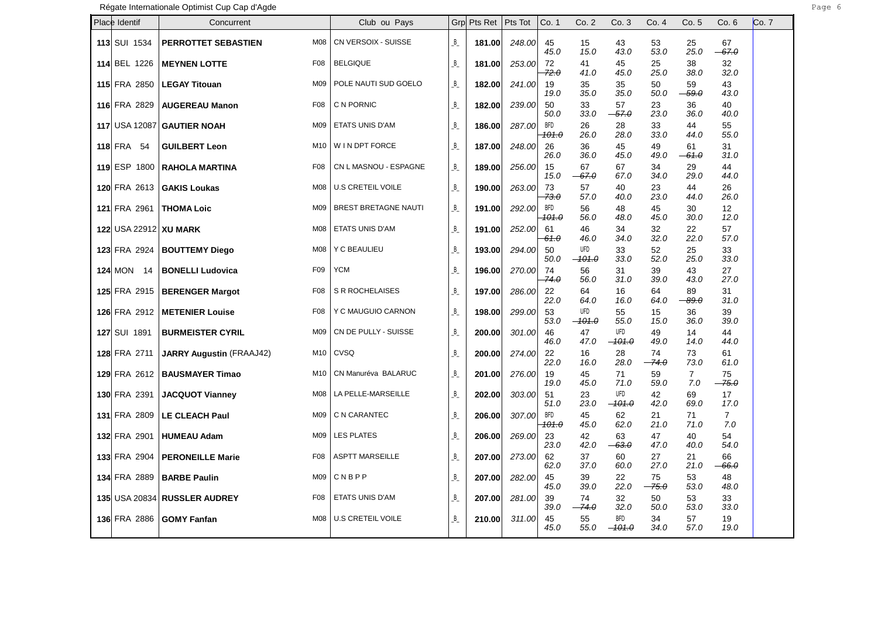Régate Internationale Optimist Cup Cap d'Agde

| Place | Identif | Concurrent | | Club ou Pays | Grp | Pts Ret | Pts Tot | Co. 1 | Co. 2 | Co. 3 | Co. 4 | Co. 5 | Co. 6 | Co. 7 |
|---|---|---|---|---|---|---|---|---|---|---|---|---|---|---|
| **113** | SUI 1534 | **PERROTTET SEBASTIEN** | M08 | CN VERSOIX - SUISSE | _B_ | **181.00** | *248.00* | 45 *45.0* | 15 *15.0* | 43 *43.0* | 53 *53.0* | 25 *25.0* | 67 ~~*67.0*~~ | |
| **114** | BEL 1226 | **MEYNEN LOTTE** | F08 | BELGIQUE | _B_ | **181.00** | *253.00* | 72 ~~*72.0*~~ | 41 *41.0* | 45 *45.0* | 25 *25.0* | 38 *38.0* | 32 *32.0* | |
| **115** | FRA 2850 | **LEGAY Titouan** | M09 | POLE NAUTI SUD GOELO | _B_ | **182.00** | *241.00* | 19 *19.0* | 35 *35.0* | 35 *35.0* | 50 *50.0* | 59 ~~*59.0*~~ | 43 *43.0* | |
| **116** | FRA 2829 | **AUGEREAU Manon** | F08 | C N PORNIC | _B_ | **182.00** | *239.00* | 50 *50.0* | 33 *33.0* | 57 ~~*57.0*~~ | 23 *23.0* | 36 *36.0* | 40 *40.0* | |
| **117** | USA 12087 | **GAUTIER NOAH** | M09 | ETATS UNIS D'AM | _B_ | **186.00** | *287.00* | BFD ~~*101.0*~~ | 26 *26.0* | 28 *28.0* | 33 *33.0* | 44 *44.0* | 55 *55.0* | |
| **118** | FRA 54 | **GUILBERT Leon** | M10 | W I N DPT FORCE | _B_ | **187.00** | *248.00* | 26 *26.0* | 36 *36.0* | 45 *45.0* | 49 *49.0* | 61 ~~*61.0*~~ | 31 *31.0* | |
| **119** | ESP 1800 | **RAHOLA MARTINA** | F08 | CN L MASNOU - ESPAGNE | _B_ | **189.00** | *256.00* | 15 *15.0* | 67 ~~*67.0*~~ | 67 *67.0* | 34 *34.0* | 29 *29.0* | 44 *44.0* | |
| **120** | FRA 2613 | **GAKIS Loukas** | M08 | U.S CRETEIL VOILE | _B_ | **190.00** | *263.00* | 73 ~~*73.0*~~ | 57 *57.0* | 40 *40.0* | 23 *23.0* | 44 *44.0* | 26 *26.0* | |
| **121** | FRA 2961 | **THOMA Loic** | M09 | BREST BRETAGNE NAUTI | _B_ | **191.00** | *292.00* | BFD ~~*101.0*~~ | 56 *56.0* | 48 *48.0* | 45 *45.0* | 30 *30.0* | 12 *12.0* | |
| **122** | USA 22912 | **XU MARK** | M08 | ETATS UNIS D'AM | _B_ | **191.00** | *252.00* | 61 ~~*61.0*~~ | 46 *46.0* | 34 *34.0* | 32 *32.0* | 22 *22.0* | 57 *57.0* | |
| **123** | FRA 2924 | **BOUTTEMY Diego** | M08 | Y C BEAULIEU | _B_ | **193.00** | *294.00* | 50 *50.0* | UFD ~~*101.0*~~ | 33 *33.0* | 52 *52.0* | 25 *25.0* | 33 *33.0* | |
| **124** | MON 14 | **BONELLI Ludovica** | F09 | YCM | _B_ | **196.00** | *270.00* | 74 ~~*74.0*~~ | 56 *56.0* | 31 *31.0* | 39 *39.0* | 43 *43.0* | 27 *27.0* | |
| **125** | FRA 2915 | **BERENGER Margot** | F08 | S R ROCHELAISES | _B_ | **197.00** | *286.00* | 22 *22.0* | 64 *64.0* | 16 *16.0* | 64 *64.0* | 89 ~~*89.0*~~ | 31 *31.0* | |
| **126** | FRA 2912 | **METENIER Louise** | F08 | Y C MAUGUIO CARNON | _B_ | **198.00** | *299.00* | 53 *53.0* | UFD ~~*101.0*~~ | 55 *55.0* | 15 *15.0* | 36 *36.0* | 39 *39.0* | |
| **127** | SUI 1891 | **BURMEISTER CYRIL** | M09 | CN DE PULLY - SUISSE | _B_ | **200.00** | *301.00* | 46 *46.0* | 47 *47.0* | UFD ~~*101.0*~~ | 49 *49.0* | 14 *14.0* | 44 *44.0* | |
| **128** | FRA 2711 | **JARRY Augustin** (FRAAJ42) | M10 | CVSQ | _B_ | **200.00** | *274.00* | 22 *22.0* | 16 *16.0* | 28 *28.0* | 74 ~~*74.0*~~ | 73 *73.0* | 61 *61.0* | |
| **129** | FRA 2612 | **BAUSMAYER Timao** | M10 | CN Manuréva BALARUC | _B_ | **201.00** | *276.00* | 19 *19.0* | 45 *45.0* | 71 *71.0* | 59 *59.0* | 7 *7.0* | 75 ~~*75.0*~~ | |
| **130** | FRA 2391 | **JACQUOT Vianney** | M08 | LA PELLE-MARSEILLE | _B_ | **202.00** | *303.00* | 51 *51.0* | 23 *23.0* | UFD ~~*101.0*~~ | 42 *42.0* | 69 *69.0* | 17 *17.0* | |
| **131** | FRA 2809 | **LE CLEACH Paul** | M09 | C N CARANTEC | _B_ | **206.00** | *307.00* | BFD ~~*101.0*~~ | 45 *45.0* | 62 *62.0* | 21 *21.0* | 71 *71.0* | 7 *7.0* | |
| **132** | FRA 2901 | **HUMEAU Adam** | M09 | LES PLATES | _B_ | **206.00** | *269.00* | 23 *23.0* | 42 *42.0* | 63 ~~*63.0*~~ | 47 *47.0* | 40 *40.0* | 54 *54.0* | |
| **133** | FRA 2904 | **PERONEILLE Marie** | F08 | ASPTT MARSEILLE | _B_ | **207.00** | *273.00* | 62 *62.0* | 37 *37.0* | 60 *60.0* | 27 *27.0* | 21 *21.0* | 66 ~~*66.0*~~ | |
| **134** | FRA 2889 | **BARBE Paulin** | M09 | C N B P P | _B_ | **207.00** | *282.00* | 45 *45.0* | 39 *39.0* | 22 *22.0* | 75 ~~*75.0*~~ | 53 *53.0* | 48 *48.0* | |
| **135** | USA 20834 | **RUSSLER AUDREY** | F08 | ETATS UNIS D'AM | _B_ | **207.00** | *281.00* | 39 *39.0* | 74 ~~*74.0*~~ | 32 *32.0* | 50 *50.0* | 53 *53.0* | 33 *33.0* | |
| **136** | FRA 2886 | **GOMY Fanfan** | M08 | U.S CRETEIL VOILE | _B_ | **210.00** | *311.00* | 45 *45.0* | 55 *55.0* | BFD ~~*101.0*~~ | 34 *34.0* | 57 *57.0* | 19 *19.0* | |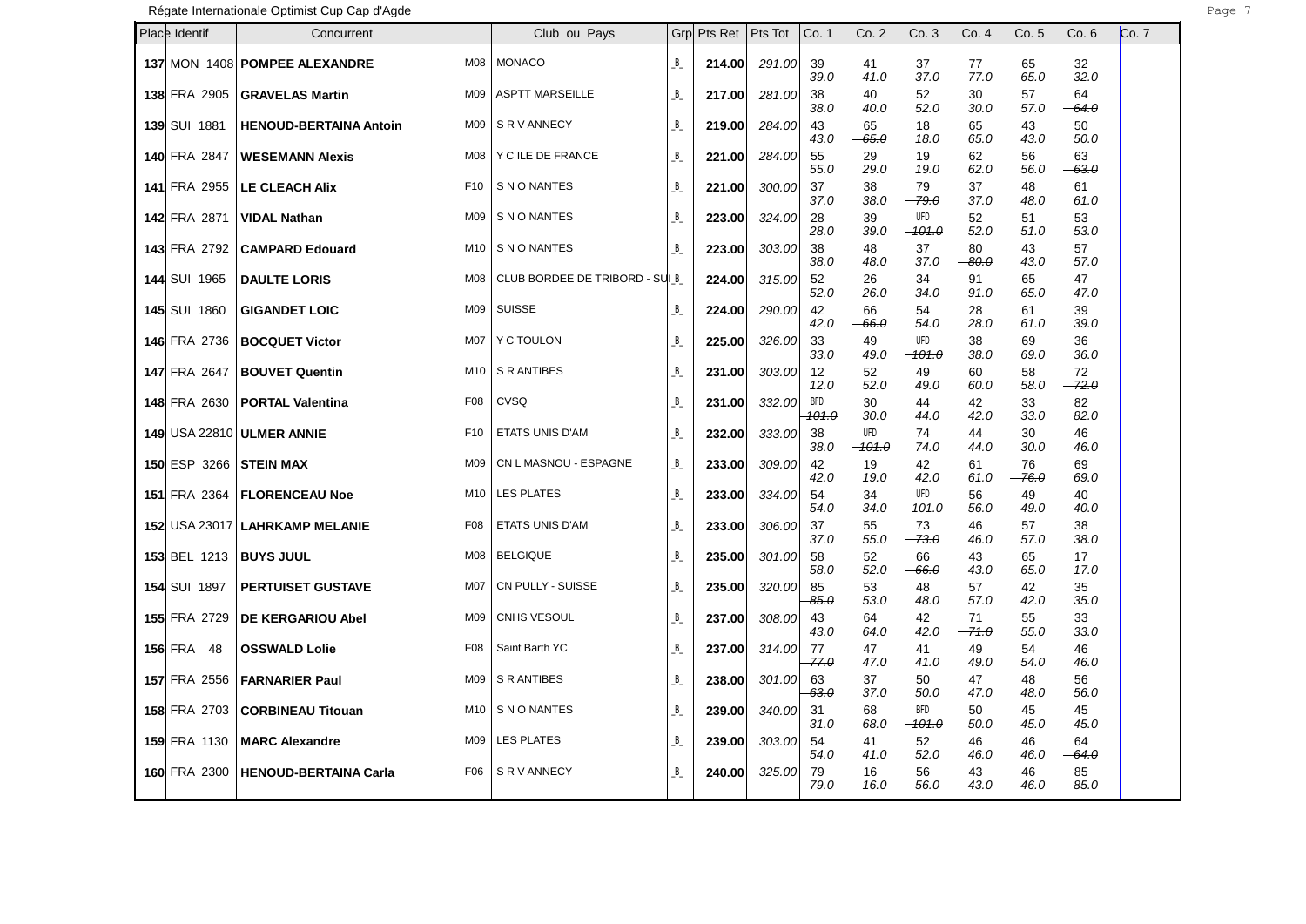Régate Internationale Optimist Cup Cap d'Agde

| Place | Identif | Concurrent | | Club ou Pays | Grp | Pts Ret | Pts Tot | Co. 1 | Co. 2 | Co. 3 | Co. 4 | Co. 5 | Co. 6 | Co. 7 |
|---|---|---|---|---|---|---|---|---|---|---|---|---|---|---|
| **137** | MON 1408 | **POMPEE ALEXANDRE** | M08 | MONACO | _B_ | **214.00** | *291.00* | 39 *39.0* | 41 *41.0* | 37 *37.0* | 77 ~~*77.0*~~ | 65 *65.0* | 32 *32.0* | |
| **138** | FRA 2905 | **GRAVELAS Martin** | M09 | ASPTT MARSEILLE | _B_ | **217.00** | *281.00* | 38 *38.0* | 40 *40.0* | 52 *52.0* | 30 *30.0* | 57 *57.0* | 64 ~~*64.0*~~ | |
| **139** | SUI 1881 | **HENOUD-BERTAINA Antoin** | M09 | S R V ANNECY | _B_ | **219.00** | *284.00* | 43 *43.0* | 65 ~~*65.0*~~ | 18 *18.0* | 65 *65.0* | 43 *43.0* | 50 *50.0* | |
| **140** | FRA 2847 | **WESEMANN Alexis** | M08 | Y C ILE DE FRANCE | _B_ | **221.00** | *284.00* | 55 *55.0* | 29 *29.0* | 19 *19.0* | 62 *62.0* | 56 *56.0* | 63 ~~*63.0*~~ | |
| **141** | FRA 2955 | **LE CLEACH Alix** | F10 | S N O NANTES | _B_ | **221.00** | *300.00* | 37 *37.0* | 38 *38.0* | 79 ~~*79.0*~~ | 37 *37.0* | 48 *48.0* | 61 *61.0* | |
| **142** | FRA 2871 | **VIDAL Nathan** | M09 | S N O NANTES | _B_ | **223.00** | *324.00* | 28 *28.0* | 39 *39.0* | UFD ~~*101.0*~~ | 52 *52.0* | 51 *51.0* | 53 *53.0* | |
| **143** | FRA 2792 | **CAMPARD Edouard** | M10 | S N O NANTES | _B_ | **223.00** | *303.00* | 38 *38.0* | 48 *48.0* | 37 *37.0* | 80 ~~*80.0*~~ | 43 *43.0* | 57 *57.0* | |
| **144** | SUI 1965 | **DAULTE LORIS** | M08 | CLUB BORDEE DE TRIBORD - SUI | _B_ | **224.00** | *315.00* | 52 *52.0* | 26 *26.0* | 34 *34.0* | 91 ~~*91.0*~~ | 65 *65.0* | 47 *47.0* | |
| **145** | SUI 1860 | **GIGANDET LOIC** | M09 | SUISSE | _B_ | **224.00** | *290.00* | 42 *42.0* | 66 ~~*66.0*~~ | 54 *54.0* | 28 *28.0* | 61 *61.0* | 39 *39.0* | |
| **146** | FRA 2736 | **BOCQUET Victor** | M07 | Y C TOULON | _B_ | **225.00** | *326.00* | 33 *33.0* | 49 *49.0* | UFD ~~*101.0*~~ | 38 *38.0* | 69 *69.0* | 36 *36.0* | |
| **147** | FRA 2647 | **BOUVET Quentin** | M10 | S R ANTIBES | _B_ | **231.00** | *303.00* | 12 *12.0* | 52 *52.0* | 49 *49.0* | 60 *60.0* | 58 *58.0* | 72 ~~*72.0*~~ | |
| **148** | FRA 2630 | **PORTAL Valentina** | F08 | CVSQ | _B_ | **231.00** | *332.00* | BFD ~~*101.0*~~ | 30 *30.0* | 44 *44.0* | 42 *42.0* | 33 *33.0* | 82 *82.0* | |
| **149** | USA 22810 | **ULMER ANNIE** | F10 | ETATS UNIS D'AM | _B_ | **232.00** | *333.00* | 38 *38.0* | UFD ~~*101.0*~~ | 74 *74.0* | 44 *44.0* | 30 *30.0* | 46 *46.0* | |
| **150** | ESP 3266 | **STEIN MAX** | M09 | CN L MASNOU - ESPAGNE | _B_ | **233.00** | *309.00* | 42 *42.0* | 19 *19.0* | 42 *42.0* | 61 *61.0* | 76 ~~*76.0*~~ | 69 *69.0* | |
| **151** | FRA 2364 | **FLORENCEAU Noe** | M10 | LES PLATES | _B_ | **233.00** | *334.00* | 54 *54.0* | 34 *34.0* | UFD ~~*101.0*~~ | 56 *56.0* | 49 *49.0* | 40 *40.0* | |
| **152** | USA 23017 | **LAHRKAMP MELANIE** | F08 | ETATS UNIS D'AM | _B_ | **233.00** | *306.00* | 37 *37.0* | 55 *55.0* | 73 ~~*73.0*~~ | 46 *46.0* | 57 *57.0* | 38 *38.0* | |
| **153** | BEL 1213 | **BUYS JUUL** | M08 | BELGIQUE | _B_ | **235.00** | *301.00* | 58 *58.0* | 52 *52.0* | 66 ~~*66.0*~~ | 43 *43.0* | 65 *65.0* | 17 *17.0* | |
| **154** | SUI 1897 | **PERTUISET GUSTAVE** | M07 | CN PULLY - SUISSE | _B_ | **235.00** | *320.00* | 85 ~~*85.0*~~ | 53 *53.0* | 48 *48.0* | 57 *57.0* | 42 *42.0* | 35 *35.0* | |
| **155** | FRA 2729 | **DE KERGARIOU Abel** | M09 | CNHS VESOUL | _B_ | **237.00** | *308.00* | 43 *43.0* | 64 *64.0* | 42 *42.0* | 71 ~~*71.0*~~ | 55 *55.0* | 33 *33.0* | |
| **156** | FRA 48 | **OSSWALD Lolie** | F08 | Saint Barth YC | _B_ | **237.00** | *314.00* | 77 ~~*77.0*~~ | 47 *47.0* | 41 *41.0* | 49 *49.0* | 54 *54.0* | 46 *46.0* | |
| **157** | FRA 2556 | **FARNARIER Paul** | M09 | S R ANTIBES | _B_ | **238.00** | *301.00* | 63 ~~*63.0*~~ | 37 *37.0* | 50 *50.0* | 47 *47.0* | 48 *48.0* | 56 *56.0* | |
| **158** | FRA 2703 | **CORBINEAU Titouan** | M10 | S N O NANTES | _B_ | **239.00** | *340.00* | 31 *31.0* | 68 *68.0* | BFD ~~*101.0*~~ | 50 *50.0* | 45 *45.0* | 45 *45.0* | |
| **159** | FRA 1130 | **MARC Alexandre** | M09 | LES PLATES | _B_ | **239.00** | *303.00* | 54 *54.0* | 41 *41.0* | 52 *52.0* | 46 *46.0* | 46 *46.0* | 64 ~~*64.0*~~ | |
| **160** | FRA 2300 | **HENOUD-BERTAINA Carla** | F06 | S R V ANNECY | _B_ | **240.00** | *325.00* | 79 *79.0* | 16 *16.0* | 56 *56.0* | 43 *43.0* | 46 *46.0* | 85 ~~*85.0*~~ | |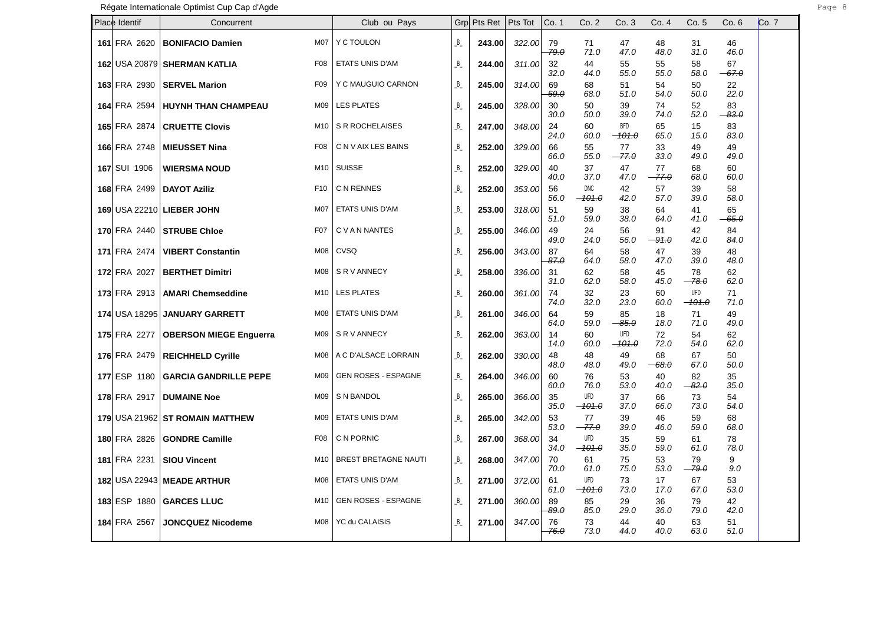Régate Internationale Optimist Cup Cap d'Agde

| Place | Identif | Concurrent | | Club ou Pays | Grp | Pts Ret | Pts Tot | Co. 1 | Co. 2 | Co. 3 | Co. 4 | Co. 5 | Co. 6 | Co. 7 |
|---|---|---|---|---|---|---|---|---|---|---|---|---|---|---|
| **161** | FRA 2620 | **BONIFACIO Damien** | M07 | Y C TOULON | _B_ | **243.00** | *322.00* | 79 ~~79.0~~ | 71 *71.0* | 47 *47.0* | 48 *48.0* | 31 *31.0* | 46 *46.0* | |
| **162** | USA 20879 | **SHERMAN KATLIA** | F08 | ETATS UNIS D'AM | _B_ | **244.00** | *311.00* | 32 *32.0* | 44 *44.0* | 55 *55.0* | 55 *55.0* | 58 *58.0* | 67 ~~67.0~~ | |
| **163** | FRA 2930 | **SERVEL Marion** | F09 | Y C MAUGUIO CARNON | _B_ | **245.00** | *314.00* | 69 ~~69.0~~ | 68 *68.0* | 51 *51.0* | 54 *54.0* | 50 *50.0* | 22 *22.0* | |
| **164** | FRA 2594 | **HUYNH THAN CHAMPEAU** | M09 | LES PLATES | _B_ | **245.00** | *328.00* | 30 *30.0* | 50 *50.0* | 39 *39.0* | 74 *74.0* | 52 *52.0* | 83 ~~83.0~~ | |
| **165** | FRA 2874 | **CRUETTE Clovis** | M10 | S R ROCHELAISES | _B_ | **247.00** | *348.00* | 24 *24.0* | 60 *60.0* | BFD ~~101.0~~ | 65 *65.0* | 15 *15.0* | 83 *83.0* | |
| **166** | FRA 2748 | **MIEUSSET Nina** | F08 | C N V AIX LES BAINS | _B_ | **252.00** | *329.00* | 66 *66.0* | 55 *55.0* | 77 ~~77.0~~ | 33 *33.0* | 49 *49.0* | 49 *49.0* | |
| **167** | SUI 1906 | **WIERSMA NOUD** | M10 | SUISSE | _B_ | **252.00** | *329.00* | 40 *40.0* | 37 *37.0* | 47 *47.0* | 77 ~~77.0~~ | 68 *68.0* | 60 *60.0* | |
| **168** | FRA 2499 | **DAYOT Aziliz** | F10 | C N RENNES | _B_ | **252.00** | *353.00* | 56 *56.0* | DNC ~~101.0~~ | 42 *42.0* | 57 *57.0* | 39 *39.0* | 58 *58.0* | |
| **169** | USA 22210 | **LIEBER JOHN** | M07 | ETATS UNIS D'AM | _B_ | **253.00** | *318.00* | 51 *51.0* | 59 *59.0* | 38 *38.0* | 64 *64.0* | 41 *41.0* | 65 ~~65.0~~ | |
| **170** | FRA 2440 | **STRUBE Chloe** | F07 | C V A N NANTES | _B_ | **255.00** | *346.00* | 49 *49.0* | 24 *24.0* | 56 *56.0* | 91 ~~91.0~~ | 42 *42.0* | 84 *84.0* | |
| **171** | FRA 2474 | **VIBERT Constantin** | M08 | CVSQ | _B_ | **256.00** | *343.00* | 87 ~~87.0~~ | 64 *64.0* | 58 *58.0* | 47 *47.0* | 39 *39.0* | 48 *48.0* | |
| **172** | FRA 2027 | **BERTHET Dimitri** | M08 | S R V ANNECY | _B_ | **258.00** | *336.00* | 31 *31.0* | 62 *62.0* | 58 *58.0* | 45 *45.0* | 78 ~~78.0~~ | 62 *62.0* | |
| **173** | FRA 2913 | **AMARI Chemseddine** | M10 | LES PLATES | _B_ | **260.00** | *361.00* | 74 *74.0* | 32 *32.0* | 23 *23.0* | 60 *60.0* | UFD ~~101.0~~ | 71 *71.0* | |
| **174** | USA 18295 | **JANUARY GARRETT** | M08 | ETATS UNIS D'AM | _B_ | **261.00** | *346.00* | 64 *64.0* | 59 *59.0* | 85 ~~85.0~~ | 18 *18.0* | 71 *71.0* | 49 *49.0* | |
| **175** | FRA 2277 | **OBERSON MIEGE Enguerra** | M09 | S R V ANNECY | _B_ | **262.00** | *363.00* | 14 *14.0* | 60 *60.0* | UFD ~~101.0~~ | 72 *72.0* | 54 *54.0* | 62 *62.0* | |
| **176** | FRA 2479 | **REICHHELD Cyrille** | M08 | A C D'ALSACE LORRAIN | _B_ | **262.00** | *330.00* | 48 *48.0* | 48 *48.0* | 49 *49.0* | 68 ~~68.0~~ | 67 *67.0* | 50 *50.0* | |
| **177** | ESP 1180 | **GARCIA GANDRILLE PEPE** | M09 | GEN ROSES - ESPAGNE | _B_ | **264.00** | *346.00* | 60 *60.0* | 76 *76.0* | 53 *53.0* | 40 *40.0* | 82 ~~82.0~~ | 35 *35.0* | |
| **178** | FRA 2917 | **DUMAINE Noe** | M09 | S N BANDOL | _B_ | **265.00** | *366.00* | 35 *35.0* | UFD ~~101.0~~ | 37 *37.0* | 66 *66.0* | 73 *73.0* | 54 *54.0* | |
| **179** | USA 21962 | **ST ROMAIN MATTHEW** | M09 | ETATS UNIS D'AM | _B_ | **265.00** | *342.00* | 53 *53.0* | 77 ~~77.0~~ | 39 *39.0* | 46 *46.0* | 59 *59.0* | 68 *68.0* | |
| **180** | FRA 2826 | **GONDRE Camille** | F08 | C N PORNIC | _B_ | **267.00** | *368.00* | 34 *34.0* | UFD ~~101.0~~ | 35 *35.0* | 59 *59.0* | 61 *61.0* | 78 *78.0* | |
| **181** | FRA 2231 | **SIOU Vincent** | M10 | BREST BRETAGNE NAUTI | _B_ | **268.00** | *347.00* | 70 *70.0* | 61 *61.0* | 75 *75.0* | 53 *53.0* | 79 ~~79.0~~ | 9 *9.0* | |
| **182** | USA 22943 | **MEADE ARTHUR** | M08 | ETATS UNIS D'AM | _B_ | **271.00** | *372.00* | 61 *61.0* | UFD ~~101.0~~ | 73 *73.0* | 17 *17.0* | 67 *67.0* | 53 *53.0* | |
| **183** | ESP 1880 | **GARCES LLUC** | M10 | GEN ROSES - ESPAGNE | _B_ | **271.00** | *360.00* | 89 ~~89.0~~ | 85 *85.0* | 29 *29.0* | 36 *36.0* | 79 *79.0* | 42 *42.0* | |
| **184** | FRA 2567 | **JONCQUEZ Nicodeme** | M08 | YC du CALAISIS | _B_ | **271.00** | *347.00* | 76 ~~76.0~~ | 73 *73.0* | 44 *44.0* | 40 *40.0* | 63 *63.0* | 51 *51.0* | |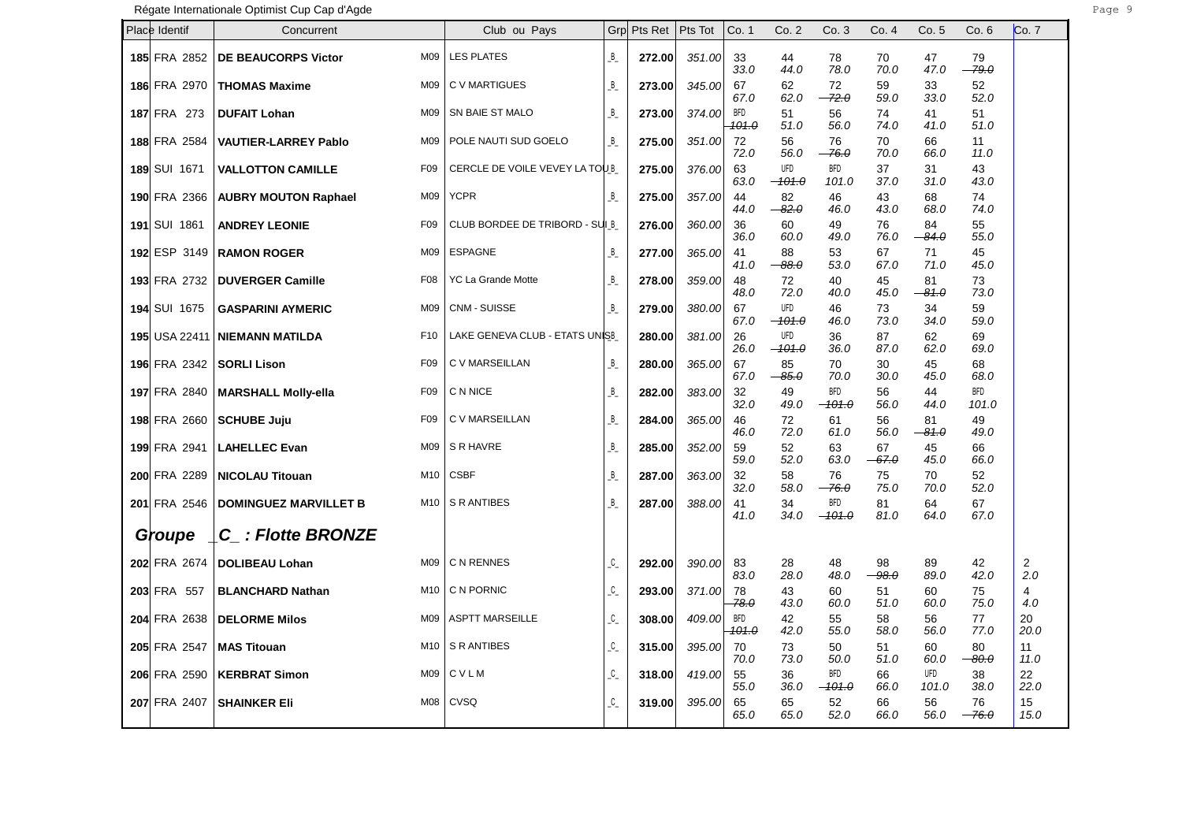Régate Internationale Optimist Cup Cap d'Agde

| Place | Identif | Concurrent | | Club ou Pays | Grp | Pts Ret | Pts Tot | Co. 1 | Co. 2 | Co. 3 | Co. 4 | Co. 5 | Co. 6 | Co. 7 |
|---|---|---|---|---|---|---|---|---|---|---|---|---|---|---|
| **185** | FRA 2852 | **DE BEAUCORPS Victor** | M09 | LES PLATES | _B_ | **272.00** | *351.00* | 33 *33.0* | 44 *44.0* | 78 *78.0* | 70 *70.0* | 47 *47.0* | 79 ~~79.0~~ | |
| **186** | FRA 2970 | **THOMAS Maxime** | M09 | C V MARTIGUES | _B_ | **273.00** | *345.00* | 67 *67.0* | 62 *62.0* | 72 ~~72.0~~ | 59 *59.0* | 33 *33.0* | 52 *52.0* | |
| **187** | FRA 273 | **DUFAIT Lohan** | M09 | SN BAIE ST MALO | _B_ | **273.00** | *374.00* | BFD ~~101.0~~ | 51 *51.0* | 56 *56.0* | 74 *74.0* | 41 *41.0* | 51 *51.0* | |
| **188** | FRA 2584 | **VAUTIER-LARREY Pablo** | M09 | POLE NAUTI SUD GOELO | _B_ | **275.00** | *351.00* | 72 *72.0* | 56 *56.0* | 76 ~~76.0~~ | 70 *70.0* | 66 *66.0* | 11 *11.0* | |
| **189** | SUI 1671 | **VALLOTTON CAMILLE** | F09 | CERCLE DE VOILE VEVEY LA TOU | _B_ | **275.00** | *376.00* | 63 *63.0* | UFD ~~101.0~~ | BFD *101.0* | 37 *37.0* | 31 *31.0* | 43 *43.0* | |
| **190** | FRA 2366 | **AUBRY MOUTON Raphael** | M09 | YCPR | _B_ | **275.00** | *357.00* | 44 *44.0* | 82 ~~82.0~~ | 46 *46.0* | 43 *43.0* | 68 *68.0* | 74 *74.0* | |
| **191** | SUI 1861 | **ANDREY LEONIE** | F09 | CLUB BORDEE DE TRIBORD - SUI | _B_ | **276.00** | *360.00* | 36 *36.0* | 60 *60.0* | 49 *49.0* | 76 *76.0* | 84 ~~84.0~~ | 55 *55.0* | |
| **192** | ESP 3149 | **RAMON ROGER** | M09 | ESPAGNE | _B_ | **277.00** | *365.00* | 41 *41.0* | 88 ~~88.0~~ | 53 *53.0* | 67 *67.0* | 71 *71.0* | 45 *45.0* | |
| **193** | FRA 2732 | **DUVERGER Camille** | F08 | YC La Grande Motte | _B_ | **278.00** | *359.00* | 48 *48.0* | 72 *72.0* | 40 *40.0* | 45 *45.0* | 81 ~~81.0~~ | 73 *73.0* | |
| **194** | SUI 1675 | **GASPARINI AYMERIC** | M09 | CNM - SUISSE | _B_ | **279.00** | *380.00* | 67 *67.0* | UFD ~~101.0~~ | 46 *46.0* | 73 *73.0* | 34 *34.0* | 59 *59.0* | |
| **195** | USA 22411 | **NIEMANN MATILDA** | F10 | LAKE GENEVA CLUB - ETATS UNIS | _B_ | **280.00** | *381.00* | 26 *26.0* | UFD ~~101.0~~ | 36 *36.0* | 87 *87.0* | 62 *62.0* | 69 *69.0* | |
| **196** | FRA 2342 | **SORLI Lison** | F09 | C V MARSEILLAN | _B_ | **280.00** | *365.00* | 67 *67.0* | 85 ~~85.0~~ | 70 *70.0* | 30 *30.0* | 45 *45.0* | 68 *68.0* | |
| **197** | FRA 2840 | **MARSHALL Molly-ella** | F09 | C N NICE | _B_ | **282.00** | *383.00* | 32 *32.0* | 49 *49.0* | BFD ~~101.0~~ | 56 *56.0* | 44 *44.0* | BFD *101.0* | |
| **198** | FRA 2660 | **SCHUBE Juju** | F09 | C V MARSEILLAN | _B_ | **284.00** | *365.00* | 46 *46.0* | 72 *72.0* | 61 *61.0* | 56 *56.0* | 81 ~~81.0~~ | 49 *49.0* | |
| **199** | FRA 2941 | **LAHELLEC Evan** | M09 | S R HAVRE | _B_ | **285.00** | *352.00* | 59 *59.0* | 52 *52.0* | 63 *63.0* | 67 ~~67.0~~ | 45 *45.0* | 66 *66.0* | |
| **200** | FRA 2289 | **NICOLAU Titouan** | M10 | CSBF | _B_ | **287.00** | *363.00* | 32 *32.0* | 58 *58.0* | 76 ~~76.0~~ | 75 *75.0* | 70 *70.0* | 52 *52.0* | |
| **201** | FRA 2546 | **DOMINGUEZ MARVILLET B** | M10 | S R ANTIBES | _B_ | **287.00** | *388.00* | 41 *41.0* | 34 *34.0* | BFD ~~101.0~~ | 81 *81.0* | 64 *64.0* | 67 *67.0* | |
| ***Groupe*** | | ***_C_ : Flotte BRONZE*** | | | | | | | | | | | | |
| **202** | FRA 2674 | **DOLIBEAU Lohan** | M09 | C N RENNES | _C_ | **292.00** | *390.00* | 83 *83.0* | 28 *28.0* | 48 *48.0* | 98 ~~98.0~~ | 89 *89.0* | 42 *42.0* | 2 *2.0* |
| **203** | FRA 557 | **BLANCHARD Nathan** | M10 | C N PORNIC | _C_ | **293.00** | *371.00* | 78 ~~78.0~~ | 43 *43.0* | 60 *60.0* | 51 *51.0* | 60 *60.0* | 75 *75.0* | 4 *4.0* |
| **204** | FRA 2638 | **DELORME Milos** | M09 | ASPTT MARSEILLE | _C_ | **308.00** | *409.00* | BFD ~~101.0~~ | 42 *42.0* | 55 *55.0* | 58 *58.0* | 56 *56.0* | 77 *77.0* | 20 *20.0* |
| **205** | FRA 2547 | **MAS Titouan** | M10 | S R ANTIBES | _C_ | **315.00** | *395.00* | 70 *70.0* | 73 *73.0* | 50 *50.0* | 51 *51.0* | 60 *60.0* | 80 ~~80.0~~ | 11 *11.0* |
| **206** | FRA 2590 | **KERBRAT Simon** | M09 | C V L M | _C_ | **318.00** | *419.00* | 55 *55.0* | 36 *36.0* | BFD ~~101.0~~ | 66 *66.0* | UFD *101.0* | 38 *38.0* | 22 *22.0* |
| **207** | FRA 2407 | **SHAINKER Eli** | M08 | CVSQ | _C_ | **319.00** | *395.00* | 65 *65.0* | 65 *65.0* | 52 *52.0* | 66 *66.0* | 56 *56.0* | 76 ~~76.0~~ | 15 *15.0* |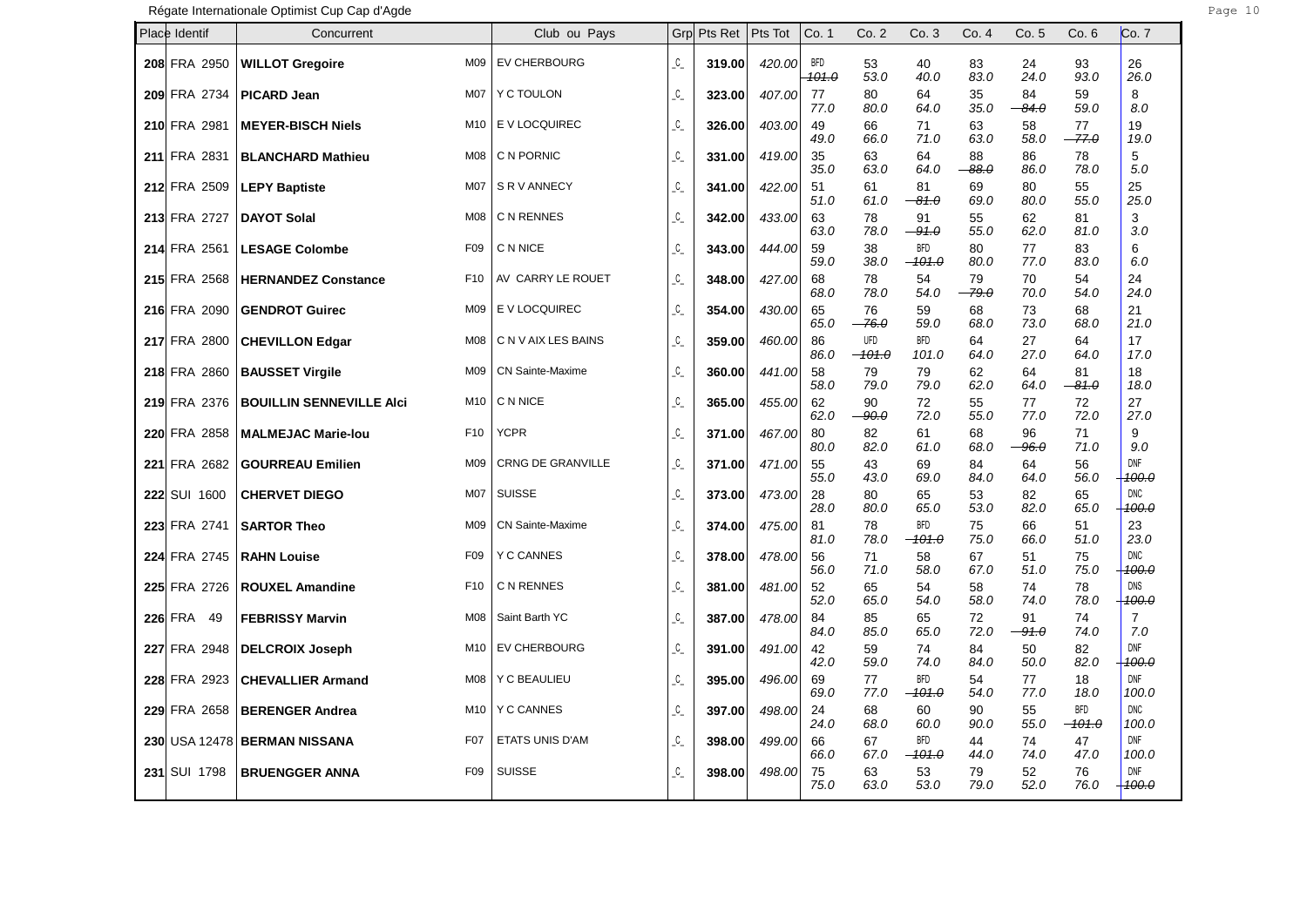Régate Internationale Optimist Cup Cap d'Agde

| Place | Identif | Concurrent | | Club ou Pays | Grp | Pts Ret | Pts Tot | Co. 1 | Co. 2 | Co. 3 | Co. 4 | Co. 5 | Co. 6 | Co. 7 |
|---|---|---|---|---|---|---|---|---|---|---|---|---|---|---|
| 208 | FRA 2950 | WILLOT Gregoire | M09 | EV CHERBOURG | _C_ | 319.00 | 420.00 | BFD ~~101.0~~ | 53 53.0 | 40 40.0 | 83 83.0 | 24 24.0 | 93 93.0 | 26 26.0 |
| 209 | FRA 2734 | PICARD Jean | M07 | Y C TOULON | _C_ | 323.00 | 407.00 | 77 77.0 | 80 80.0 | 64 64.0 | 35 35.0 | ~~84.0~~ | 59 59.0 | 8 8.0 |
| 210 | FRA 2981 | MEYER-BISCH Niels | M10 | E V LOCQUIREC | _C_ | 326.00 | 403.00 | 49 49.0 | 66 66.0 | 71 71.0 | 63 63.0 | 58 58.0 | ~~77.0~~ | 19 19.0 |
| 211 | FRA 2831 | BLANCHARD Mathieu | M08 | C N PORNIC | _C_ | 331.00 | 419.00 | 35 35.0 | 63 63.0 | 64 64.0 | ~~88.0~~ | 86 86.0 | 78 78.0 | 5 5.0 |
| 212 | FRA 2509 | LEPY Baptiste | M07 | S R V ANNECY | _C_ | 341.00 | 422.00 | 51 51.0 | 61 61.0 | ~~81.0~~ | 69 69.0 | 80 80.0 | 55 55.0 | 25 25.0 |
| 213 | FRA 2727 | DAYOT Solal | M08 | C N RENNES | _C_ | 342.00 | 433.00 | 63 63.0 | 78 78.0 | ~~91.0~~ | 55 55.0 | 62 62.0 | 81 81.0 | 3 3.0 |
| 214 | FRA 2561 | LESAGE Colombe | F09 | C N NICE | _C_ | 343.00 | 444.00 | 59 59.0 | 38 38.0 | BFD ~~101.0~~ | 80 80.0 | 77 77.0 | 83 83.0 | 6 6.0 |
| 215 | FRA 2568 | HERNANDEZ Constance | F10 | AV CARRY LE ROUET | _C_ | 348.00 | 427.00 | 68 68.0 | 78 78.0 | 54 54.0 | ~~79.0~~ | 70 70.0 | 54 54.0 | 24 24.0 |
| 216 | FRA 2090 | GENDROT Guirec | M09 | E V LOCQUIREC | _C_ | 354.00 | 430.00 | 65 65.0 | ~~76.0~~ | 59 59.0 | 68 68.0 | 73 73.0 | 68 68.0 | 21 21.0 |
| 217 | FRA 2800 | CHEVILLON Edgar | M08 | C N V AIX LES BAINS | _C_ | 359.00 | 460.00 | 86 86.0 | UFD ~~101.0~~ | BFD 101.0 | 64 64.0 | 27 27.0 | 64 64.0 | 17 17.0 |
| 218 | FRA 2860 | BAUSSET Virgile | M09 | CN Sainte-Maxime | _C_ | 360.00 | 441.00 | 58 58.0 | 79 79.0 | 79 79.0 | 62 62.0 | 64 64.0 | ~~81.0~~ | 18 18.0 |
| 219 | FRA 2376 | BOUILLIN SENNEVILLE Alci | M10 | C N NICE | _C_ | 365.00 | 455.00 | 62 62.0 | ~~90.0~~ | 72 72.0 | 55 55.0 | 77 77.0 | 72 72.0 | 27 27.0 |
| 220 | FRA 2858 | MALMEJAC Marie-lou | F10 | YCPR | _C_ | 371.00 | 467.00 | 80 80.0 | 82 82.0 | 61 61.0 | 68 68.0 | ~~96.0~~ | 71 71.0 | 9 9.0 |
| 221 | FRA 2682 | GOURREAU Emilien | M09 | CRNG DE GRANVILLE | _C_ | 371.00 | 471.00 | 55 55.0 | 43 43.0 | 69 69.0 | 84 84.0 | 64 64.0 | 56 56.0 | DNF ~~100.0~~ |
| 222 | SUI 1600 | CHERVET DIEGO | M07 | SUISSE | _C_ | 373.00 | 473.00 | 28 28.0 | 80 80.0 | 65 65.0 | 53 53.0 | 82 82.0 | 65 65.0 | DNC ~~100.0~~ |
| 223 | FRA 2741 | SARTOR Theo | M09 | CN Sainte-Maxime | _C_ | 374.00 | 475.00 | 81 81.0 | 78 78.0 | BFD ~~101.0~~ | 75 75.0 | 66 66.0 | 51 51.0 | 23 23.0 |
| 224 | FRA 2745 | RAHN Louise | F09 | Y C CANNES | _C_ | 378.00 | 478.00 | 56 56.0 | 71 71.0 | 58 58.0 | 67 67.0 | 51 51.0 | 75 75.0 | DNC ~~100.0~~ |
| 225 | FRA 2726 | ROUXEL Amandine | F10 | C N RENNES | _C_ | 381.00 | 481.00 | 52 52.0 | 65 65.0 | 54 54.0 | 58 58.0 | 74 74.0 | 78 78.0 | DNS ~~100.0~~ |
| 226 | FRA 49 | FEBRISSY Marvin | M08 | Saint Barth YC | _C_ | 387.00 | 478.00 | 84 84.0 | 85 85.0 | 65 65.0 | 72 72.0 | ~~91.0~~ | 74 74.0 | 7 7.0 |
| 227 | FRA 2948 | DELCROIX Joseph | M10 | EV CHERBOURG | _C_ | 391.00 | 491.00 | 42 42.0 | 59 59.0 | 74 74.0 | 84 84.0 | 50 50.0 | 82 82.0 | DNF ~~100.0~~ |
| 228 | FRA 2923 | CHEVALLIER Armand | M08 | Y C BEAULIEU | _C_ | 395.00 | 496.00 | 69 69.0 | 77 77.0 | BFD ~~101.0~~ | 54 54.0 | 77 77.0 | 18 18.0 | DNF 100.0 |
| 229 | FRA 2658 | BERENGER Andrea | M10 | Y C CANNES | _C_ | 397.00 | 498.00 | 24 24.0 | 68 68.0 | 60 60.0 | 90 90.0 | 55 55.0 | BFD ~~101.0~~ | DNC 100.0 |
| 230 | USA 12478 | BERMAN NISSANA | F07 | ETATS UNIS D'AM | _C_ | 398.00 | 499.00 | 66 66.0 | 67 67.0 | BFD ~~101.0~~ | 44 44.0 | 74 74.0 | 47 47.0 | DNF 100.0 |
| 231 | SUI 1798 | BRUENGGER ANNA | F09 | SUISSE | _C_ | 398.00 | 498.00 | 75 75.0 | 63 63.0 | 53 53.0 | 79 79.0 | 52 52.0 | 76 76.0 | DNF ~~100.0~~ |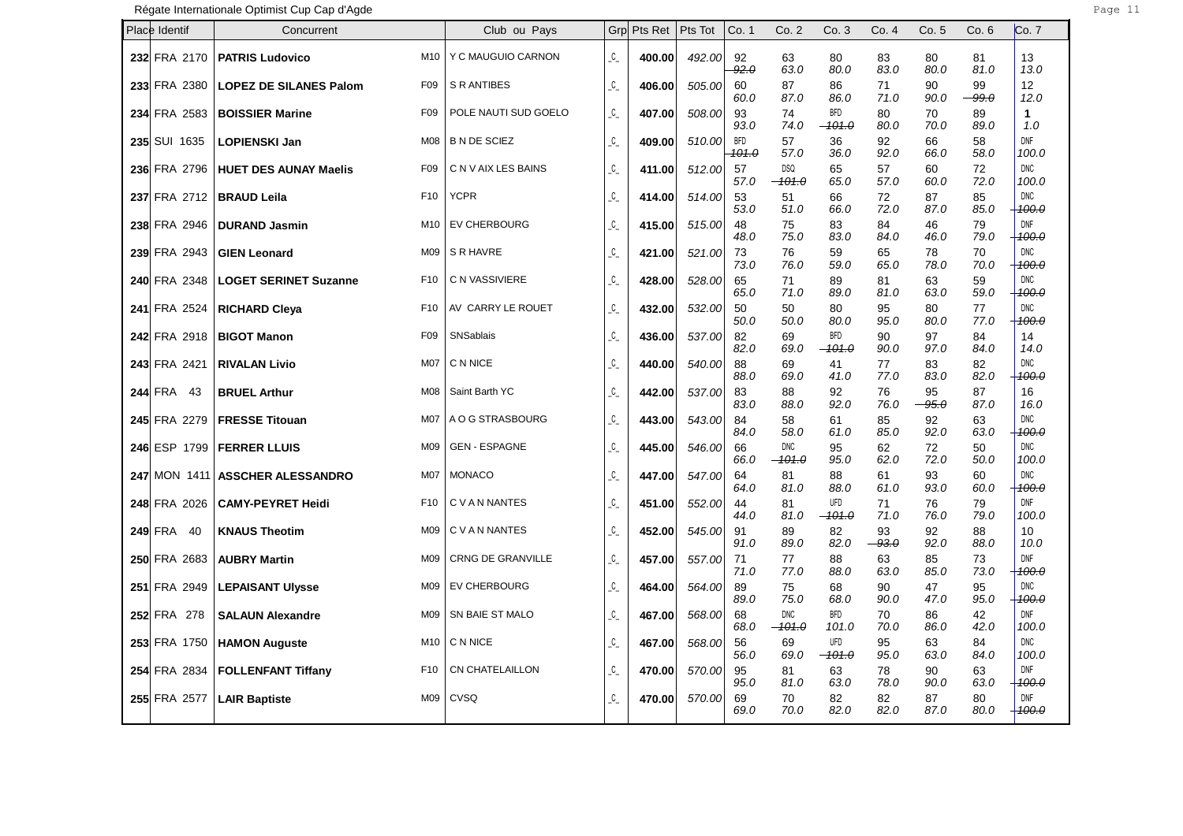Régate Internationale Optimist Cup Cap d'Agde

| Place | Identif | Concurrent | | Club ou Pays | Grp | Pts Ret | Pts Tot | Co. 1 | Co. 2 | Co. 3 | Co. 4 | Co. 5 | Co. 6 | Co. 7 |
|---|---|---|---|---|---|---|---|---|---|---|---|---|---|---|
| 232 | FRA 2170 | **PATRIS Ludovico** | M10 | Y C MAUGUIO CARNON | _C_ | 400.00 | 492.00 | 92 ~~92.0~~ | 63 63.0 | 80 80.0 | 83 83.0 | 80 80.0 | 81 81.0 | 13 13.0 |
| 233 | FRA 2380 | **LOPEZ DE SILANES Palom** | F09 | S R ANTIBES | _C_ | 406.00 | 505.00 | 60 60.0 | 87 87.0 | 86 86.0 | 71 71.0 | 90 90.0 | 99 ~~99.0~~ | 12 12.0 |
| 234 | FRA 2583 | **BOISSIER Marine** | F09 | POLE NAUTI SUD GOELO | _C_ | 407.00 | 508.00 | 93 93.0 | 74 74.0 | BFD ~~101.0~~ | 80 80.0 | 70 70.0 | 89 89.0 | 1 1.0 |
| 235 | SUI 1635 | **LOPIENSKI Jan** | M08 | B N DE SCIEZ | _C_ | 409.00 | 510.00 | BFD ~~101.0~~ | 57 57.0 | 36 36.0 | 92 92.0 | 66 66.0 | 58 58.0 | DNF 100.0 |
| 236 | FRA 2796 | **HUET DES AUNAY Maelis** | F09 | C N V AIX LES BAINS | _C_ | 411.00 | 512.00 | 57 57.0 | DSQ ~~101.0~~ | 65 65.0 | 57 57.0 | 60 60.0 | 72 72.0 | DNC 100.0 |
| 237 | FRA 2712 | **BRAUD Leila** | F10 | YCPR | _C_ | 414.00 | 514.00 | 53 53.0 | 51 51.0 | 66 66.0 | 72 72.0 | 87 87.0 | 85 85.0 | DNC ~~100.0~~ |
| 238 | FRA 2946 | **DURAND Jasmin** | M10 | EV CHERBOURG | _C_ | 415.00 | 515.00 | 48 48.0 | 75 75.0 | 83 83.0 | 84 84.0 | 46 46.0 | 79 79.0 | DNF ~~100.0~~ |
| 239 | FRA 2943 | **GIEN Leonard** | M09 | S R HAVRE | _C_ | 421.00 | 521.00 | 73 73.0 | 76 76.0 | 59 59.0 | 65 65.0 | 78 78.0 | 70 70.0 | DNC ~~100.0~~ |
| 240 | FRA 2348 | **LOGET SERINET Suzanne** | F10 | C N VASSIVIERE | _C_ | 428.00 | 528.00 | 65 65.0 | 71 71.0 | 89 89.0 | 81 81.0 | 63 63.0 | 59 59.0 | DNC ~~100.0~~ |
| 241 | FRA 2524 | **RICHARD Cleya** | F10 | AV CARRY LE ROUET | _C_ | 432.00 | 532.00 | 50 50.0 | 50 50.0 | 80 80.0 | 95 95.0 | 80 80.0 | 77 77.0 | DNC ~~100.0~~ |
| 242 | FRA 2918 | **BIGOT Manon** | F09 | SNSablais | _C_ | 436.00 | 537.00 | 82 82.0 | 69 69.0 | BFD ~~101.0~~ | 90 90.0 | 97 97.0 | 84 84.0 | 14 14.0 |
| 243 | FRA 2421 | **RIVALAN Livio** | M07 | C N NICE | _C_ | 440.00 | 540.00 | 88 88.0 | 69 69.0 | 41 41.0 | 77 77.0 | 83 83.0 | 82 82.0 | DNC ~~100.0~~ |
| 244 | FRA 43 | **BRUEL Arthur** | M08 | Saint Barth YC | _C_ | 442.00 | 537.00 | 83 83.0 | 88 88.0 | 92 92.0 | 76 76.0 | 95 ~~95.0~~ | 87 87.0 | 16 16.0 |
| 245 | FRA 2279 | **FRESSE Titouan** | M07 | A O G STRASBOURG | _C_ | 443.00 | 543.00 | 84 84.0 | 58 58.0 | 61 61.0 | 85 85.0 | 92 92.0 | 63 63.0 | DNC ~~100.0~~ |
| 246 | ESP 1799 | **FERRER LLUIS** | M09 | GEN - ESPAGNE | _C_ | 445.00 | 546.00 | 66 66.0 | DNC ~~101.0~~ | 95 95.0 | 62 62.0 | 72 72.0 | 50 50.0 | DNC 100.0 |
| 247 | MON 1411 | **ASSCHER ALESSANDRO** | M07 | MONACO | _C_ | 447.00 | 547.00 | 64 64.0 | 81 81.0 | 88 88.0 | 61 61.0 | 93 93.0 | 60 60.0 | DNC ~~100.0~~ |
| 248 | FRA 2026 | **CAMY-PEYRET Heidi** | F10 | C V A N NANTES | _C_ | 451.00 | 552.00 | 44 44.0 | 81 81.0 | UFD ~~101.0~~ | 71 71.0 | 76 76.0 | 79 79.0 | DNF 100.0 |
| 249 | FRA 40 | **KNAUS Theotim** | M09 | C V A N NANTES | _C_ | 452.00 | 545.00 | 91 91.0 | 89 89.0 | 82 82.0 | 93 ~~93.0~~ | 92 92.0 | 88 88.0 | 10 10.0 |
| 250 | FRA 2683 | **AUBRY Martin** | M09 | CRNG DE GRANVILLE | _C_ | 457.00 | 557.00 | 71 71.0 | 77 77.0 | 88 88.0 | 63 63.0 | 85 85.0 | 73 73.0 | DNF ~~100.0~~ |
| 251 | FRA 2949 | **LEPAISANT Ulysse** | M09 | EV CHERBOURG | _C_ | 464.00 | 564.00 | 89 89.0 | 75 75.0 | 68 68.0 | 90 90.0 | 47 47.0 | 95 95.0 | DNC ~~100.0~~ |
| 252 | FRA 278 | **SALAUN Alexandre** | M09 | SN BAIE ST MALO | _C_ | 467.00 | 568.00 | 68 68.0 | DNC ~~101.0~~ | BFD 101.0 | 70 70.0 | 86 86.0 | 42 42.0 | DNF 100.0 |
| 253 | FRA 1750 | **HAMON Auguste** | M10 | C N NICE | _C_ | 467.00 | 568.00 | 56 56.0 | 69 69.0 | UFD ~~101.0~~ | 95 95.0 | 63 63.0 | 84 84.0 | DNC 100.0 |
| 254 | FRA 2834 | **FOLLENFANT Tiffany** | F10 | CN CHATELAILLON | _C_ | 470.00 | 570.00 | 95 95.0 | 81 81.0 | 63 63.0 | 78 78.0 | 90 90.0 | 63 63.0 | DNF ~~100.0~~ |
| 255 | FRA 2577 | **LAIR Baptiste** | M09 | CVSQ | _C_ | 470.00 | 570.00 | 69 69.0 | 70 70.0 | 82 82.0 | 82 82.0 | 87 87.0 | 80 80.0 | DNF ~~100.0~~ |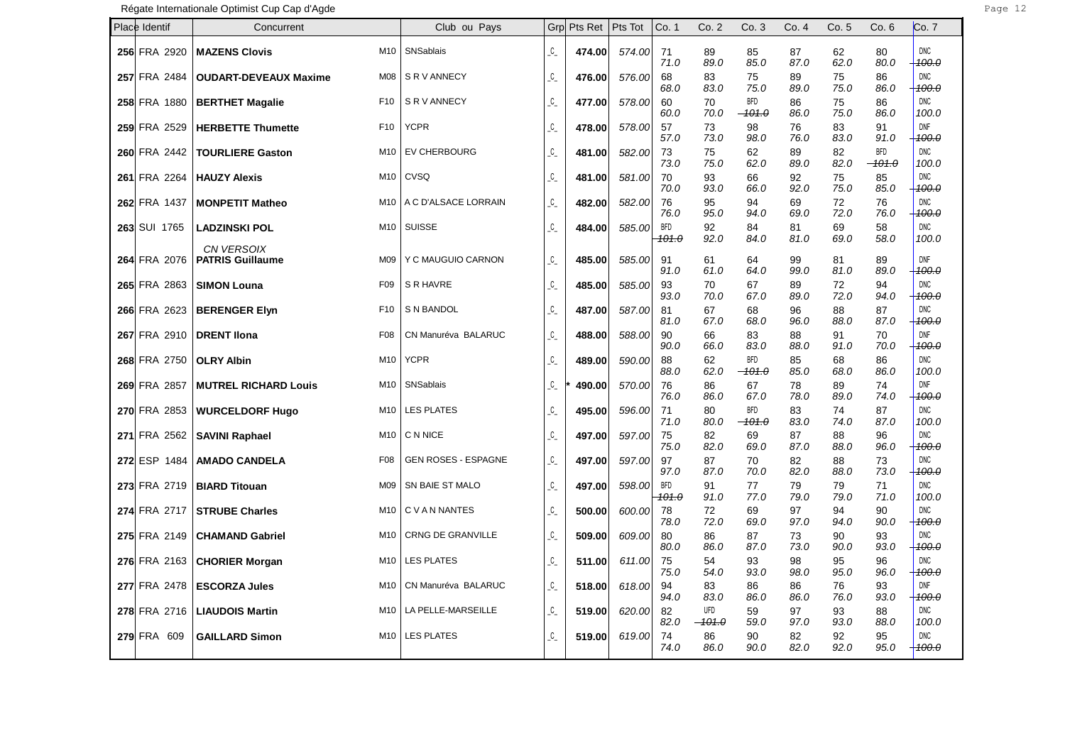Régate Internationale Optimist Cup Cap d'Agde

| Place | Identif | Concurrent | | Club ou Pays | Grp | Pts Ret | Pts Tot | Co. 1 | Co. 2 | Co. 3 | Co. 4 | Co. 5 | Co. 6 | Co. 7 |
|---|---|---|---|---|---|---|---|---|---|---|---|---|---|---|
| 256 | FRA 2920 | **MAZENS Clovis** | M10 | SNSablais | _C_ | 474.00 | 574.00 | 71 71.0 | 89 89.0 | 85 85.0 | 87 87.0 | 62 62.0 | 80 80.0 | DNC ~~100.0~~ |
| 257 | FRA 2484 | **OUDART-DEVEAUX Maxime** | M08 | S R V ANNECY | _C_ | 476.00 | 576.00 | 68 68.0 | 83 83.0 | 75 75.0 | 89 89.0 | 75 75.0 | 86 86.0 | DNC ~~100.0~~ |
| 258 | FRA 1880 | **BERTHET Magalie** | F10 | S R V ANNECY | _C_ | 477.00 | 578.00 | 60 60.0 | 70 70.0 | BFD ~~101.0~~ | 86 86.0 | 75 75.0 | 86 86.0 | DNC 100.0 |
| 259 | FRA 2529 | **HERBETTE Thumette** | F10 | YCPR | _C_ | 478.00 | 578.00 | 57 57.0 | 73 73.0 | 98 98.0 | 76 76.0 | 83 83.0 | 91 91.0 | DNF ~~100.0~~ |
| 260 | FRA 2442 | **TOURLIERE Gaston** | M10 | EV CHERBOURG | _C_ | 481.00 | 582.00 | 73 73.0 | 75 75.0 | 62 62.0 | 89 89.0 | 82 82.0 | BFD ~~101.0~~ | DNC 100.0 |
| 261 | FRA 2264 | **HAUZY Alexis** | M10 | CVSQ | _C_ | 481.00 | 581.00 | 70 70.0 | 93 93.0 | 66 66.0 | 92 92.0 | 75 75.0 | 85 85.0 | DNC ~~100.0~~ |
| 262 | FRA 1437 | **MONPETIT Matheo** | M10 | A C D'ALSACE LORRAIN | _C_ | 482.00 | 582.00 | 76 76.0 | 95 95.0 | 94 94.0 | 69 69.0 | 72 72.0 | 76 76.0 | DNC ~~100.0~~ |
| 263 | SUI 1765 | **LADZINSKI POL** *CN VERSOIX* | M10 | SUISSE | _C_ | 484.00 | 585.00 | BFD ~~101.0~~ | 92 92.0 | 84 84.0 | 81 81.0 | 69 69.0 | 58 58.0 | DNC 100.0 |
| 264 | FRA 2076 | **PATRIS Guillaume** | M09 | Y C MAUGUIO CARNON | _C_ | 485.00 | 585.00 | 91 91.0 | 61 61.0 | 64 64.0 | 99 99.0 | 81 81.0 | 89 89.0 | DNF ~~100.0~~ |
| 265 | FRA 2863 | **SIMON Louna** | F09 | S R HAVRE | _C_ | 485.00 | 585.00 | 93 93.0 | 70 70.0 | 67 67.0 | 89 89.0 | 72 72.0 | 94 94.0 | DNC ~~100.0~~ |
| 266 | FRA 2623 | **BERENGER Elyn** | F10 | S N BANDOL | _C_ | 487.00 | 587.00 | 81 81.0 | 67 67.0 | 68 68.0 | 96 96.0 | 88 88.0 | 87 87.0 | DNC ~~100.0~~ |
| 267 | FRA 2910 | **DRENT Ilona** | F08 | CN Manuréva BALARUC | _C_ | 488.00 | 588.00 | 90 90.0 | 66 66.0 | 83 83.0 | 88 88.0 | 91 91.0 | 70 70.0 | DNF ~~100.0~~ |
| 268 | FRA 2750 | **OLRY Albin** | M10 | YCPR | _C_ | 489.00 | 590.00 | 88 88.0 | 62 62.0 | BFD ~~101.0~~ | 85 85.0 | 68 68.0 | 86 86.0 | DNC 100.0 |
| 269 | FRA 2857 | **MUTREL RICHARD Louis** | M10 | SNSablais | _C_ | * 490.00 | 570.00 | 76 76.0 | 86 86.0 | 67 67.0 | 78 78.0 | 89 89.0 | 74 74.0 | DNF ~~100.0~~ |
| 270 | FRA 2853 | **WURCELDORF Hugo** | M10 | LES PLATES | _C_ | 495.00 | 596.00 | 71 71.0 | 80 80.0 | BFD ~~101.0~~ | 83 83.0 | 74 74.0 | 87 87.0 | DNC 100.0 |
| 271 | FRA 2562 | **SAVINI Raphael** | M10 | C N NICE | _C_ | 497.00 | 597.00 | 75 75.0 | 82 82.0 | 69 69.0 | 87 87.0 | 88 88.0 | 96 96.0 | DNC ~~100.0~~ |
| 272 | ESP 1484 | **AMADO CANDELA** | F08 | GEN ROSES - ESPAGNE | _C_ | 497.00 | 597.00 | 97 97.0 | 87 87.0 | 70 70.0 | 82 82.0 | 88 88.0 | 73 73.0 | DNC ~~100.0~~ |
| 273 | FRA 2719 | **BIARD Titouan** | M09 | SN BAIE ST MALO | _C_ | 497.00 | 598.00 | BFD ~~101.0~~ | 91 91.0 | 77 77.0 | 79 79.0 | 79 79.0 | 71 71.0 | DNC 100.0 |
| 274 | FRA 2717 | **STRUBE Charles** | M10 | C V A N NANTES | _C_ | 500.00 | 600.00 | 78 78.0 | 72 72.0 | 69 69.0 | 97 97.0 | 94 94.0 | 90 90.0 | DNC ~~100.0~~ |
| 275 | FRA 2149 | **CHAMAND Gabriel** | M10 | CRNG DE GRANVILLE | _C_ | 509.00 | 609.00 | 80 80.0 | 86 86.0 | 87 87.0 | 73 73.0 | 90 90.0 | 93 93.0 | DNC ~~100.0~~ |
| 276 | FRA 2163 | **CHORIER Morgan** | M10 | LES PLATES | _C_ | 511.00 | 611.00 | 75 75.0 | 54 54.0 | 93 93.0 | 98 98.0 | 95 95.0 | 96 96.0 | DNC ~~100.0~~ |
| 277 | FRA 2478 | **ESCORZA Jules** | M10 | CN Manuréva BALARUC | _C_ | 518.00 | 618.00 | 94 94.0 | 83 83.0 | 86 86.0 | 86 86.0 | 76 76.0 | 93 93.0 | DNF ~~100.0~~ |
| 278 | FRA 2716 | **LIAUDOIS Martin** | M10 | LA PELLE-MARSEILLE | _C_ | 519.00 | 620.00 | 82 82.0 | UFD ~~101.0~~ | 59 59.0 | 97 97.0 | 93 93.0 | 88 88.0 | DNC 100.0 |
| 279 | FRA 609 | **GAILLARD Simon** | M10 | LES PLATES | _C_ | 519.00 | 619.00 | 74 74.0 | 86 86.0 | 90 90.0 | 82 82.0 | 92 92.0 | 95 95.0 | DNC ~~100.0~~ |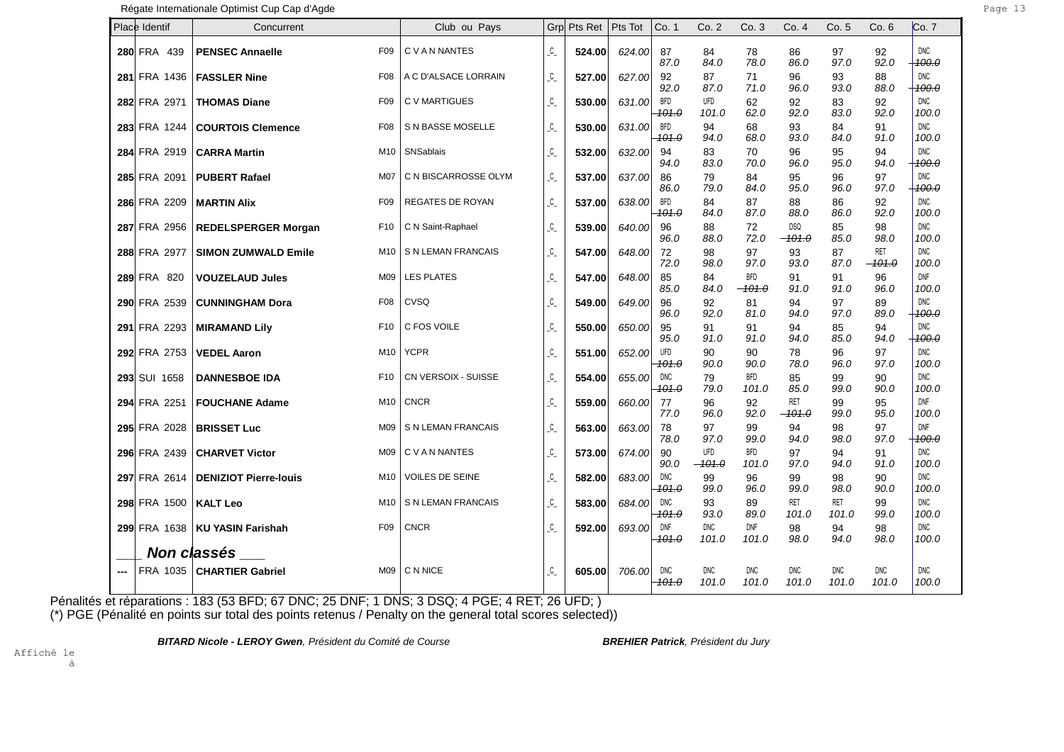| Place | Identif | Concurrent | | Club ou Pays | Grp | Pts Ret | Pts Tot | Co. 1 | Co. 2 | Co. 3 | Co. 4 | Co. 5 | Co. 6 | Co. 7 |
|---|---|---|---|---|---|---|---|---|---|---|---|---|---|---|
| **280** | FRA 439 | **PENSEC Annaelle** | F09 | C V A N NANTES | _C_ | **524.00** | *624.00* | 87 *87.0* | 84 *84.0* | 78 *78.0* | 86 *86.0* | 97 *97.0* | 92 *92.0* | DNC *~~100.0~~* |
| **281** | FRA 1436 | **FASSLER Nine** | F08 | A C D'ALSACE LORRAIN | _C_ | **527.00** | *627.00* | 92 *92.0* | 87 *87.0* | 71 *71.0* | 96 *96.0* | 93 *93.0* | 88 *88.0* | DNC *~~100.0~~* |
| **282** | FRA 2971 | **THOMAS Diane** | F09 | C V MARTIGUES | _C_ | **530.00** | *631.00* | BFD *~~101.0~~* | UFD *101.0* | 62 *62.0* | 92 *92.0* | 83 *83.0* | 92 *92.0* | DNC *100.0* |
| **283** | FRA 1244 | **COURTOIS Clemence** | F08 | S N BASSE MOSELLE | _C_ | **530.00** | *631.00* | BFD *~~101.0~~* | 94 *94.0* | 68 *68.0* | 93 *93.0* | 84 *84.0* | 91 *91.0* | DNC *100.0* |
| **284** | FRA 2919 | **CARRA Martin** | M10 | SNSablais | _C_ | **532.00** | *632.00* | 94 *94.0* | 83 *83.0* | 70 *70.0* | 96 *96.0* | 95 *95.0* | 94 *94.0* | DNC *~~100.0~~* |
| **285** | FRA 2091 | **PUBERT Rafael** | M07 | C N BISCARROSSE OLYM | _C_ | **537.00** | *637.00* | 86 *86.0* | 79 *79.0* | 84 *84.0* | 95 *95.0* | 96 *96.0* | 97 *97.0* | DNC *~~100.0~~* |
| **286** | FRA 2209 | **MARTIN Alix** | F09 | REGATES DE ROYAN | _C_ | **537.00** | *638.00* | BFD *~~101.0~~* | 84 *84.0* | 87 *87.0* | 88 *88.0* | 86 *86.0* | 92 *92.0* | DNC *100.0* |
| **287** | FRA 2956 | **REDELSPERGER Morgan** | F10 | C N Saint-Raphael | _C_ | **539.00** | *640.00* | 96 *96.0* | 88 *88.0* | 72 *72.0* | DSQ *~~101.0~~* | 85 *85.0* | 98 *98.0* | DNC *100.0* |
| **288** | FRA 2977 | **SIMON ZUMWALD Emile** | M10 | S N LEMAN FRANCAIS | _C_ | **547.00** | *648.00* | 72 *72.0* | 98 *98.0* | 97 *97.0* | 93 *93.0* | 87 *87.0* | RET *~~101.0~~* | DNC *100.0* |
| **289** | FRA 820 | **VOUZELAUD Jules** | M09 | LES PLATES | _C_ | **547.00** | *648.00* | 85 *85.0* | 84 *84.0* | BFD *~~101.0~~* | 91 *91.0* | 91 *91.0* | 96 *96.0* | DNF *100.0* |
| **290** | FRA 2539 | **CUNNINGHAM Dora** | F08 | CVSQ | _C_ | **549.00** | *649.00* | 96 *96.0* | 92 *92.0* | 81 *81.0* | 94 *94.0* | 97 *97.0* | 89 *89.0* | DNC *~~100.0~~* |
| **291** | FRA 2293 | **MIRAMAND Lily** | F10 | C FOS VOILE | _C_ | **550.00** | *650.00* | 95 *95.0* | 91 *91.0* | 91 *91.0* | 94 *94.0* | 85 *85.0* | 94 *94.0* | DNC *~~100.0~~* |
| **292** | FRA 2753 | **VEDEL Aaron** | M10 | YCPR | _C_ | **551.00** | *652.00* | UFD *~~101.0~~* | 90 *90.0* | 90 *90.0* | 78 *78.0* | 96 *96.0* | 97 *97.0* | DNC *100.0* |
| **293** | SUI 1658 | **DANNESBOE IDA** | F10 | CN VERSOIX - SUISSE | _C_ | **554.00** | *655.00* | DNC *~~101.0~~* | 79 *79.0* | BFD *101.0* | 85 *85.0* | 99 *99.0* | 90 *90.0* | DNC *100.0* |
| **294** | FRA 2251 | **FOUCHANE Adame** | M10 | CNCR | _C_ | **559.00** | *660.00* | 77 *77.0* | 96 *96.0* | 92 *92.0* | RET *~~101.0~~* | 99 *99.0* | 95 *95.0* | DNF *100.0* |
| **295** | FRA 2028 | **BRISSET Luc** | M09 | S N LEMAN FRANCAIS | _C_ | **563.00** | *663.00* | 78 *78.0* | 97 *97.0* | 99 *99.0* | 94 *94.0* | 98 *98.0* | 97 *97.0* | DNF *~~100.0~~* |
| **296** | FRA 2439 | **CHARVET Victor** | M09 | C V A N NANTES | _C_ | **573.00** | *674.00* | 90 *90.0* | UFD *~~101.0~~* | BFD *101.0* | 97 *97.0* | 94 *94.0* | 91 *91.0* | DNC *100.0* |
| **297** | FRA 2614 | **DENIZIOT Pierre-louis** | M10 | VOILES DE SEINE | _C_ | **582.00** | *683.00* | DNC *~~101.0~~* | 99 *99.0* | 96 *96.0* | 99 *99.0* | 98 *98.0* | 90 *90.0* | DNC *100.0* |
| **298** | FRA 1500 | **KALT Leo** | M10 | S N LEMAN FRANCAIS | _C_ | **583.00** | *684.00* | DNC *~~101.0~~* | 93 *93.0* | 89 *89.0* | RET *101.0* | RET *101.0* | 99 *99.0* | DNC *100.0* |
| **299** | FRA 1638 | **KU YASIN Farishah** | F09 | CNCR | _C_ | **592.00** | *693.00* | DNF *~~101.0~~* | DNC *101.0* | DNF *101.0* | 98 *98.0* | 94 *94.0* | 98 *98.0* | DNC *100.0* |
| ___ ***Non classés*** ___ | | | | | | | | | | | | | | |
| --- | FRA 1035 | **CHARTIER Gabriel** | M09 | C N NICE | _C_ | **605.00** | *706.00* | DNC *~~101.0~~* | DNC *101.0* | DNC *101.0* | DNC *101.0* | DNC *101.0* | DNC *101.0* | DNC *100.0* |

Pénalités et réparations : 183 (53 BFD; 67 DNC; 25 DNF; 1 DNS; 3 DSQ; 4 PGE; 4 RET; 26 UFD; )
(*) PGE (Pénalité en points sur total des points retenus / Penalty on the general total scores selected))

***BITARD Nicole - LEROY Gwen**, Président du Comité de Course*

***BREHIER Patrick**, Président du Jury*

Affiché le
à